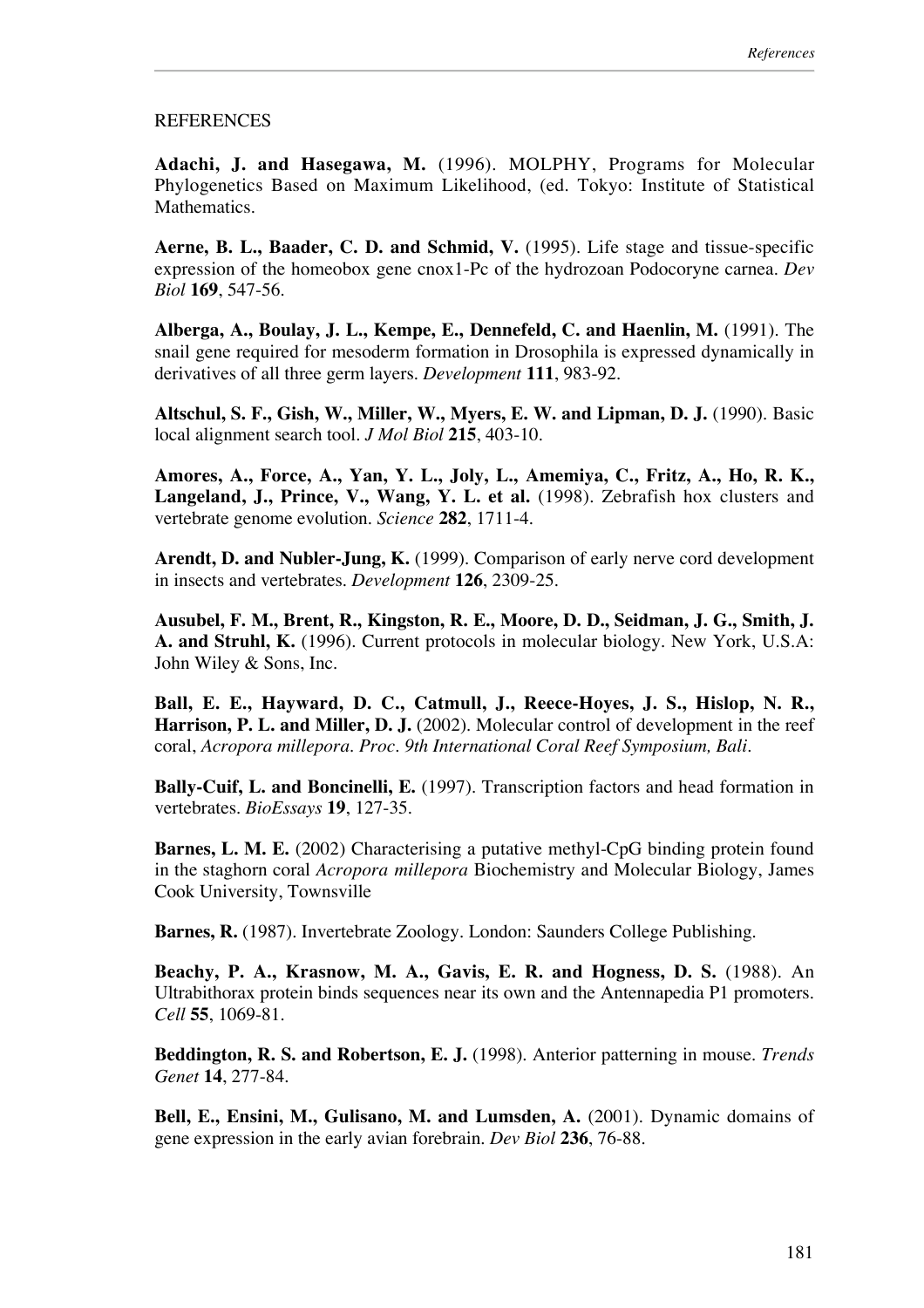# REFERENCES

**Adachi, J. and Hasegawa, M.** (1996). MOLPHY, Programs for Molecular Phylogenetics Based on Maximum Likelihood, (ed. Tokyo: Institute of Statistical Mathematics.

**Aerne, B. L., Baader, C. D. and Schmid, V.** (1995). Life stage and tissue-specific expression of the homeobox gene cnox1-Pc of the hydrozoan Podocoryne carnea. *Dev Biol* **169**, 547-56.

**Alberga, A., Boulay, J. L., Kempe, E., Dennefeld, C. and Haenlin, M.** (1991). The snail gene required for mesoderm formation in Drosophila is expressed dynamically in derivatives of all three germ layers. *Development* **111**, 983-92.

**Altschul, S. F., Gish, W., Miller, W., Myers, E. W. and Lipman, D. J.** (1990). Basic local alignment search tool. *J Mol Biol* **215**, 403-10.

**Amores, A., Force, A., Yan, Y. L., Joly, L., Amemiya, C., Fritz, A., Ho, R. K., Langeland, J., Prince, V., Wang, Y. L. et al.** (1998). Zebrafish hox clusters and vertebrate genome evolution. *Science* **282**, 1711-4.

**Arendt, D. and Nubler-Jung, K.** (1999). Comparison of early nerve cord development in insects and vertebrates. *Development* **126**, 2309-25.

**Ausubel, F. M., Brent, R., Kingston, R. E., Moore, D. D., Seidman, J. G., Smith, J. A. and Struhl, K.** (1996). Current protocols in molecular biology. New York, U.S.A: John Wiley & Sons, Inc.

**Ball, E. E., Hayward, D. C., Catmull, J., Reece-Hoyes, J. S., Hislop, N. R., Harrison, P. L. and Miller, D. J.** (2002). Molecular control of development in the reef coral, *Acropora millepora*. *Proc. 9th International Coral Reef Symposium, Bali*.

**Bally-Cuif, L. and Boncinelli, E.** (1997). Transcription factors and head formation in vertebrates. *BioEssays* **19**, 127-35.

**Barnes, L. M. E.** (2002) Characterising a putative methyl-CpG binding protein found in the staghorn coral *Acropora millepora* Biochemistry and Molecular Biology, James Cook University, Townsville

**Barnes, R.** (1987). Invertebrate Zoology. London: Saunders College Publishing.

**Beachy, P. A., Krasnow, M. A., Gavis, E. R. and Hogness, D. S.** (1988). An Ultrabithorax protein binds sequences near its own and the Antennapedia P1 promoters. *Cell* **55**, 1069-81.

**Beddington, R. S. and Robertson, E. J.** (1998). Anterior patterning in mouse. *Trends Genet* **14**, 277-84.

**Bell, E., Ensini, M., Gulisano, M. and Lumsden, A.** (2001). Dynamic domains of gene expression in the early avian forebrain. *Dev Biol* **236**, 76-88.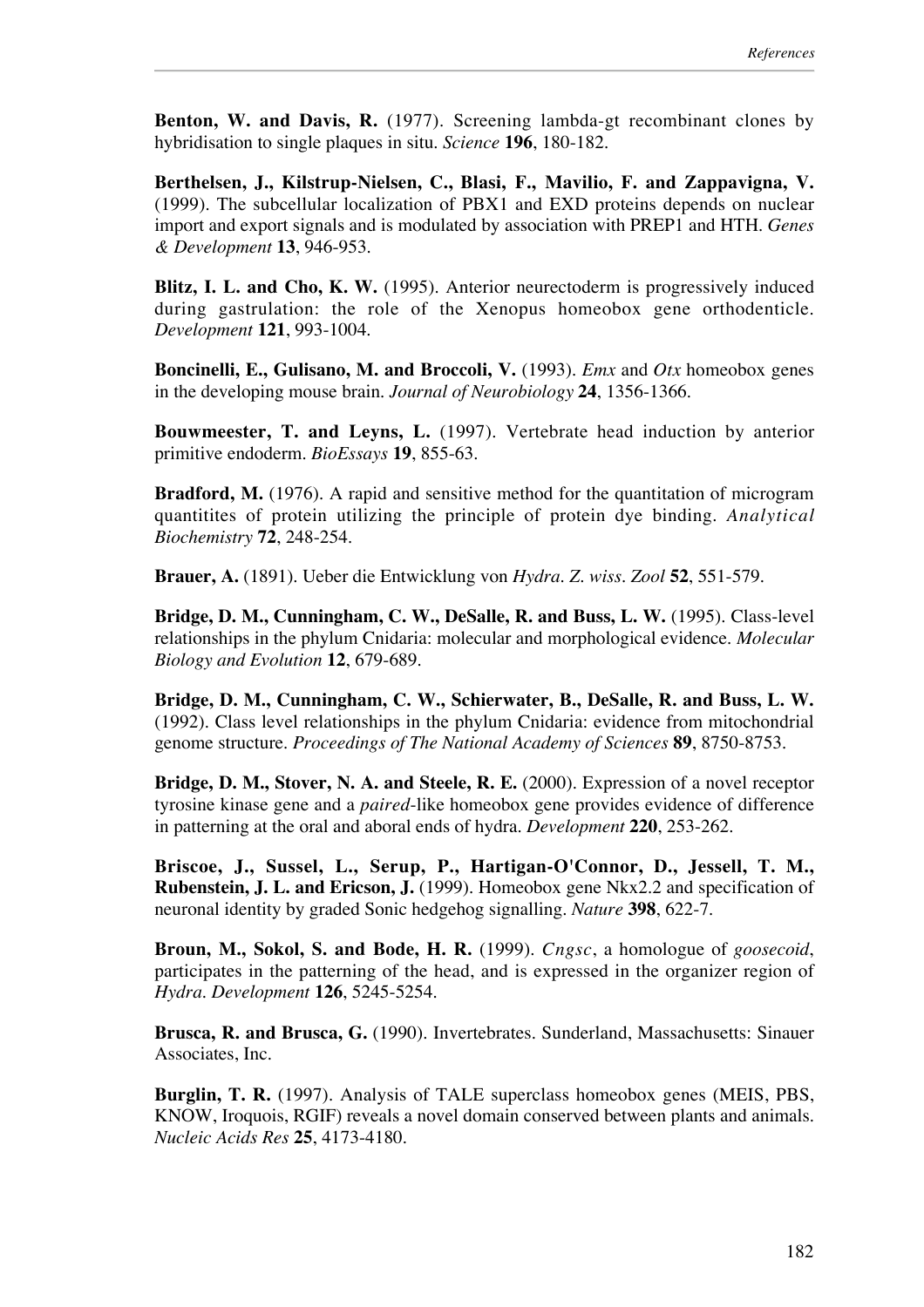**Benton, W. and Davis, R.** (1977). Screening lambda-gt recombinant clones by hybridisation to single plaques in situ. *Science* **196**, 180-182.

**Berthelsen, J., Kilstrup-Nielsen, C., Blasi, F., Mavilio, F. and Zappavigna, V.** (1999). The subcellular localization of PBX1 and EXD proteins depends on nuclear import and export signals and is modulated by association with PREP1 and HTH. *Genes & Development* **13**, 946-953.

**Blitz, I. L. and Cho, K. W.** (1995). Anterior neurectoderm is progressively induced during gastrulation: the role of the Xenopus homeobox gene orthodenticle. *Development* **121**, 993-1004.

**Boncinelli, E., Gulisano, M. and Broccoli, V.** (1993). *Emx* and *Otx* homeobox genes in the developing mouse brain. *Journal of Neurobiology* **24**, 1356-1366.

**Bouwmeester, T. and Leyns, L.** (1997). Vertebrate head induction by anterior primitive endoderm. *BioEssays* **19**, 855-63.

**Bradford, M.** (1976). A rapid and sensitive method for the quantitation of microgram quantitites of protein utilizing the principle of protein dye binding. *Analytical Biochemistry* **72**, 248-254.

**Brauer, A.** (1891). Ueber die Entwicklung von *Hydra*. *Z. wiss. Zool* **52**, 551-579.

**Bridge, D. M., Cunningham, C. W., DeSalle, R. and Buss, L. W.** (1995). Class-level relationships in the phylum Cnidaria: molecular and morphological evidence. *Molecular Biology and Evolution* **12**, 679-689.

**Bridge, D. M., Cunningham, C. W., Schierwater, B., DeSalle, R. and Buss, L. W.** (1992). Class level relationships in the phylum Cnidaria: evidence from mitochondrial genome structure. *Proceedings of The National Academy of Sciences* **89**, 8750-8753.

**Bridge, D. M., Stover, N. A. and Steele, R. E.** (2000). Expression of a novel receptor tyrosine kinase gene and a *paired*-like homeobox gene provides evidence of difference in patterning at the oral and aboral ends of hydra. *Development* **220**, 253-262.

**Briscoe, J., Sussel, L., Serup, P., Hartigan-O'Connor, D., Jessell, T. M., Rubenstein, J. L. and Ericson, J.** (1999). Homeobox gene Nkx2.2 and specification of neuronal identity by graded Sonic hedgehog signalling. *Nature* **398**, 622-7.

**Broun, M., Sokol, S. and Bode, H. R.** (1999). *Cngsc*, a homologue of *goosecoid*, participates in the patterning of the head, and is expressed in the organizer region of *Hydra*. *Development* **126**, 5245-5254.

**Brusca, R. and Brusca, G.** (1990). Invertebrates. Sunderland, Massachusetts: Sinauer Associates, Inc.

**Burglin, T. R.** (1997). Analysis of TALE superclass homeobox genes (MEIS, PBS, KNOW, Iroquois, RGIF) reveals a novel domain conserved between plants and animals. *Nucleic Acids Res* **25**, 4173-4180.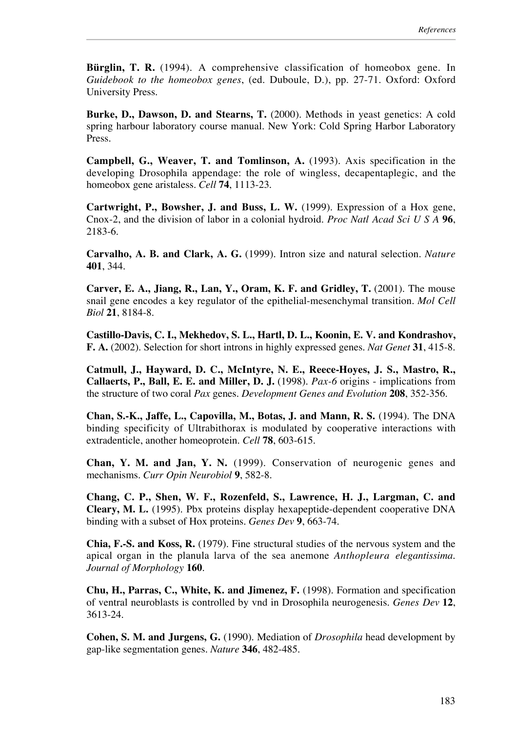**Bürglin, T. R.** (1994). A comprehensive classification of homeobox gene. In *Guidebook to the homeobox genes*, (ed. Duboule, D.), pp. 27-71. Oxford: Oxford University Press.

**Burke, D., Dawson, D. and Stearns, T.** (2000). Methods in yeast genetics: A cold spring harbour laboratory course manual. New York: Cold Spring Harbor Laboratory Press.

**Campbell, G., Weaver, T. and Tomlinson, A.** (1993). Axis specification in the developing Drosophila appendage: the role of wingless, decapentaplegic, and the homeobox gene aristaless. *Cell* **74**, 1113-23.

**Cartwright, P., Bowsher, J. and Buss, L. W.** (1999). Expression of a Hox gene, Cnox-2, and the division of labor in a colonial hydroid. *Proc Natl Acad Sci U S A* **96**, 2183-6.

**Carvalho, A. B. and Clark, A. G.** (1999). Intron size and natural selection. *Nature* **401**, 344.

**Carver, E. A., Jiang, R., Lan, Y., Oram, K. F. and Gridley, T.** (2001). The mouse snail gene encodes a key regulator of the epithelial-mesenchymal transition. *Mol Cell Biol* **21**, 8184-8.

**Castillo-Davis, C. I., Mekhedov, S. L., Hartl, D. L., Koonin, E. V. and Kondrashov, F. A.** (2002). Selection for short introns in highly expressed genes. *Nat Genet* **31**, 415-8.

**Catmull, J., Hayward, D. C., McIntyre, N. E., Reece-Hoyes, J. S., Mastro, R., Callaerts, P., Ball, E. E. and Miller, D. J.** (1998). *Pax-6* origins - implications from the structure of two coral *Pax* genes. *Development Genes and Evolution* **208**, 352-356.

**Chan, S.-K., Jaffe, L., Capovilla, M., Botas, J. and Mann, R. S.** (1994). The DNA binding specificity of Ultrabithorax is modulated by cooperative interactions with extradenticle, another homeoprotein. *Cell* **78**, 603-615.

**Chan, Y. M. and Jan, Y. N.** (1999). Conservation of neurogenic genes and mechanisms. *Curr Opin Neurobiol* **9**, 582-8.

**Chang, C. P., Shen, W. F., Rozenfeld, S., Lawrence, H. J., Largman, C. and Cleary, M. L.** (1995). Pbx proteins display hexapeptide-dependent cooperative DNA binding with a subset of Hox proteins. *Genes Dev* **9**, 663-74.

**Chia, F.-S. and Koss, R.** (1979). Fine structural studies of the nervous system and the apical organ in the planula larva of the sea anemone *Anthopleura elegantissima*. *Journal of Morphology* **160**.

**Chu, H., Parras, C., White, K. and Jimenez, F.** (1998). Formation and specification of ventral neuroblasts is controlled by vnd in Drosophila neurogenesis. *Genes Dev* **12**, 3613-24.

**Cohen, S. M. and Jurgens, G.** (1990). Mediation of *Drosophila* head development by gap-like segmentation genes. *Nature* **346**, 482-485.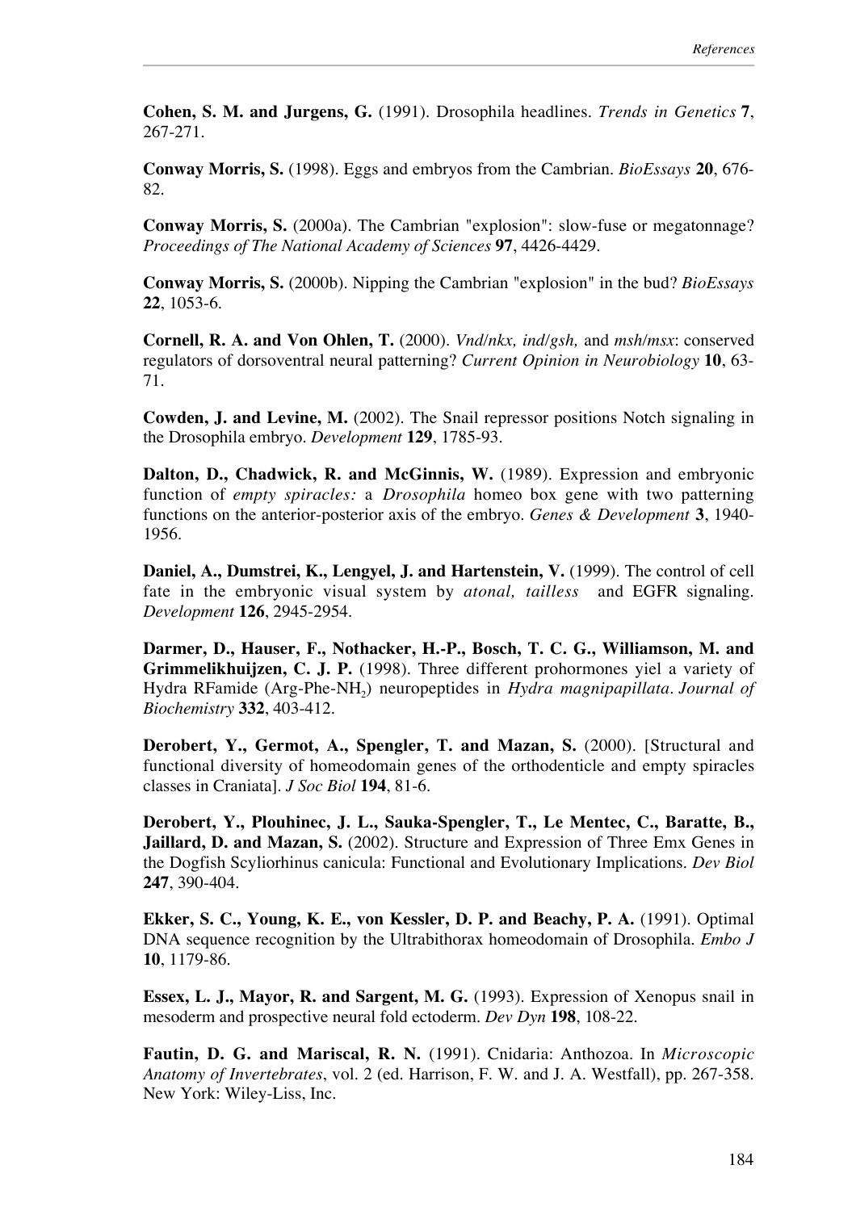**Cohen, S. M. and Jurgens, G.** (1991). Drosophila headlines. *Trends in Genetics* **7**, 267-271.

**Conway Morris, S.** (1998). Eggs and embryos from the Cambrian. *BioEssays* **20**, 676-82.

**Conway Morris, S.** (2000a). The Cambrian "explosion": slow-fuse or megatonnage? *Proceedings of The National Academy of Sciences* **97**, 4426-4429.

**Conway Morris, S.** (2000b). Nipping the Cambrian "explosion" in the bud? *BioEssays* **22**, 1053-6.

**Cornell, R. A. and Von Ohlen, T.** (2000). *Vnd/nkx, ind/gsh,* and *msh/msx*: conserved regulators of dorsoventral neural patterning? *Current Opinion in Neurobiology* **10**, 63-71.

**Cowden, J. and Levine, M.** (2002). The Snail repressor positions Notch signaling in the Drosophila embryo. *Development* **129**, 1785-93.

**Dalton, D., Chadwick, R. and McGinnis, W.** (1989). Expression and embryonic function of *empty spiracles:* a *Drosophila* homeo box gene with two patterning functions on the anterior-posterior axis of the embryo. *Genes & Development* **3**, 1940-1956.

**Daniel, A., Dumstrei, K., Lengyel, J. and Hartenstein, V.** (1999). The control of cell fate in the embryonic visual system by *atonal, tailless* and EGFR signaling. *Development* **126**, 2945-2954.

**Darmer, D., Hauser, F., Nothacker, H.-P., Bosch, T. C. G., Williamson, M. and Grimmelikhuijzen, C. J. P.** (1998). Three different prohormones yiel a variety of Hydra RFamide (Arg-Phe-$NH_2$) neuropeptides in *Hydra magnipapillata*. *Journal of Biochemistry* **332**, 403-412.

**Derobert, Y., Germot, A., Spengler, T. and Mazan, S.** (2000). [Structural and functional diversity of homeodomain genes of the orthodenticle and empty spiracles classes in Craniata]. *J Soc Biol* **194**, 81-6.

**Derobert, Y., Plouhinec, J. L., Sauka-Spengler, T., Le Mentec, C., Baratte, B., Jaillard, D. and Mazan, S.** (2002). Structure and Expression of Three Emx Genes in the Dogfish Scyliorhinus canicula: Functional and Evolutionary Implications. *Dev Biol* **247**, 390-404.

**Ekker, S. C., Young, K. E., von Kessler, D. P. and Beachy, P. A.** (1991). Optimal DNA sequence recognition by the Ultrabithorax homeodomain of Drosophila. *Embo J* **10**, 1179-86.

**Essex, L. J., Mayor, R. and Sargent, M. G.** (1993). Expression of Xenopus snail in mesoderm and prospective neural fold ectoderm. *Dev Dyn* **198**, 108-22.

**Fautin, D. G. and Mariscal, R. N.** (1991). Cnidaria: Anthozoa. In *Microscopic Anatomy of Invertebrates*, vol. 2 (ed. Harrison, F. W. and J. A. Westfall), pp. 267-358. New York: Wiley-Liss, Inc.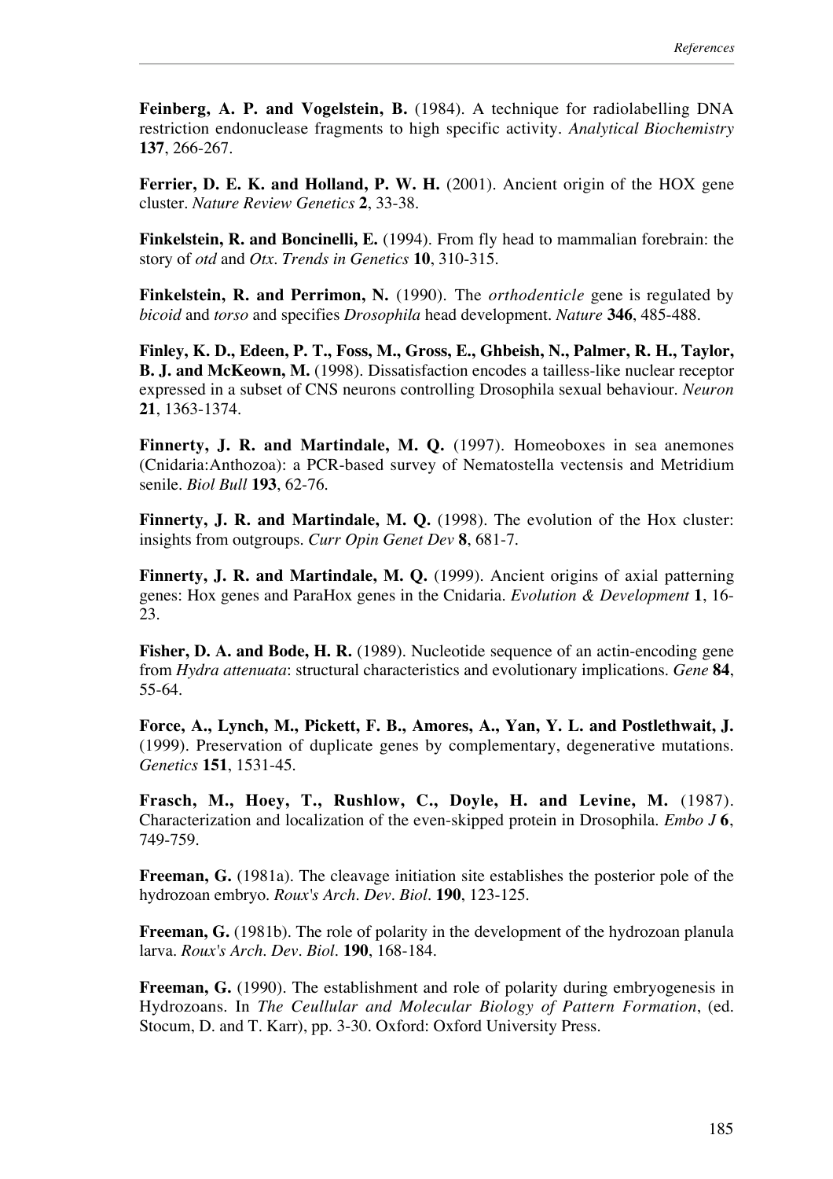**Feinberg, A. P. and Vogelstein, B.** (1984). A technique for radiolabelling DNA restriction endonuclease fragments to high specific activity. *Analytical Biochemistry* **137**, 266-267.

**Ferrier, D. E. K. and Holland, P. W. H.** (2001). Ancient origin of the HOX gene cluster. *Nature Review Genetics* **2**, 33-38.

**Finkelstein, R. and Boncinelli, E.** (1994). From fly head to mammalian forebrain: the story of *otd* and *Otx*. *Trends in Genetics* **10**, 310-315.

**Finkelstein, R. and Perrimon, N.** (1990). The *orthodenticle* gene is regulated by *bicoid* and *torso* and specifies *Drosophila* head development. *Nature* **346**, 485-488.

**Finley, K. D., Edeen, P. T., Foss, M., Gross, E., Ghbeish, N., Palmer, R. H., Taylor, B. J. and McKeown, M.** (1998). Dissatisfaction encodes a tailless-like nuclear receptor expressed in a subset of CNS neurons controlling Drosophila sexual behaviour. *Neuron* **21**, 1363-1374.

**Finnerty, J. R. and Martindale, M. Q.** (1997). Homeoboxes in sea anemones (Cnidaria:Anthozoa): a PCR-based survey of Nematostella vectensis and Metridium senile. *Biol Bull* **193**, 62-76.

**Finnerty, J. R. and Martindale, M. Q.** (1998). The evolution of the Hox cluster: insights from outgroups. *Curr Opin Genet Dev* **8**, 681-7.

**Finnerty, J. R. and Martindale, M. Q.** (1999). Ancient origins of axial patterning genes: Hox genes and ParaHox genes in the Cnidaria. *Evolution & Development* **1**, 16-23.

**Fisher, D. A. and Bode, H. R.** (1989). Nucleotide sequence of an actin-encoding gene from *Hydra attenuata*: structural characteristics and evolutionary implications. *Gene* **84**, 55-64.

**Force, A., Lynch, M., Pickett, F. B., Amores, A., Yan, Y. L. and Postlethwait, J.** (1999). Preservation of duplicate genes by complementary, degenerative mutations. *Genetics* **151**, 1531-45.

**Frasch, M., Hoey, T., Rushlow, C., Doyle, H. and Levine, M.** (1987). Characterization and localization of the even-skipped protein in Drosophila. *Embo J* **6**, 749-759.

**Freeman, G.** (1981a). The cleavage initiation site establishes the posterior pole of the hydrozoan embryo. *Roux's Arch. Dev. Biol.* **190**, 123-125.

**Freeman, G.** (1981b). The role of polarity in the development of the hydrozoan planula larva. *Roux's Arch. Dev. Biol.* **190**, 168-184.

**Freeman, G.** (1990). The establishment and role of polarity during embryogenesis in Hydrozoans. In *The Ceullular and Molecular Biology of Pattern Formation*, (ed. Stocum, D. and T. Karr), pp. 3-30. Oxford: Oxford University Press.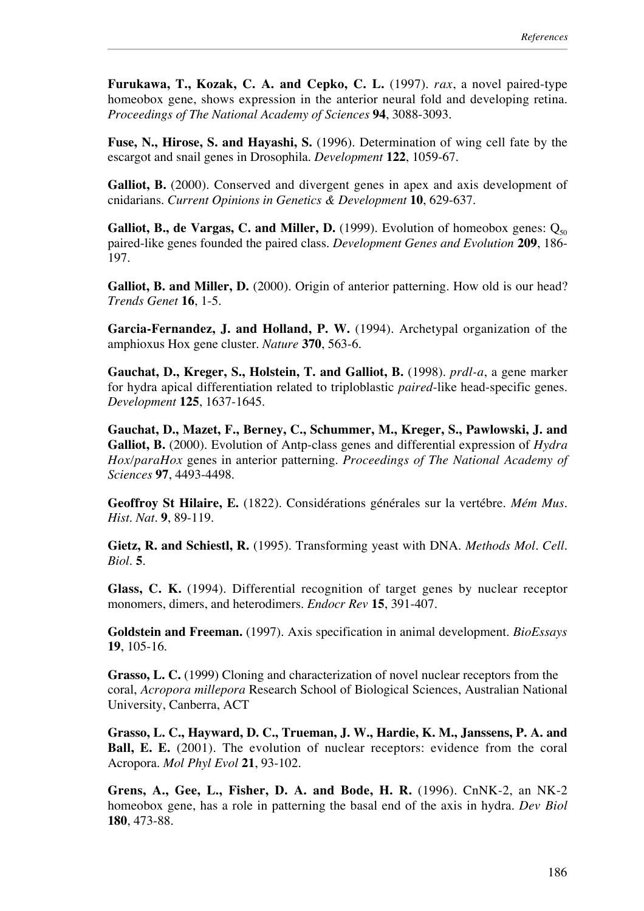**Furukawa, T., Kozak, C. A. and Cepko, C. L.** (1997). *rax*, a novel paired-type homeobox gene, shows expression in the anterior neural fold and developing retina. *Proceedings of The National Academy of Sciences* **94**, 3088-3093.

**Fuse, N., Hirose, S. and Hayashi, S.** (1996). Determination of wing cell fate by the escargot and snail genes in Drosophila. *Development* **122**, 1059-67.

**Galliot, B.** (2000). Conserved and divergent genes in apex and axis development of cnidarians. *Current Opinions in Genetics & Development* **10**, 629-637.

**Galliot, B., de Vargas, C. and Miller, D.** (1999). Evolution of homeobox genes: $Q_{50}$ paired-like genes founded the paired class. *Development Genes and Evolution* **209**, 186-197.

**Galliot, B. and Miller, D.** (2000). Origin of anterior patterning. How old is our head? *Trends Genet* **16**, 1-5.

**Garcia-Fernandez, J. and Holland, P. W.** (1994). Archetypal organization of the amphioxus Hox gene cluster. *Nature* **370**, 563-6.

**Gauchat, D., Kreger, S., Holstein, T. and Galliot, B.** (1998). *prdl-a*, a gene marker for hydra apical differentiation related to triploblastic *paired*-like head-specific genes. *Development* **125**, 1637-1645.

**Gauchat, D., Mazet, F., Berney, C., Schummer, M., Kreger, S., Pawlowski, J. and Galliot, B.** (2000). Evolution of Antp-class genes and differential expression of *Hydra Hox/paraHox* genes in anterior patterning. *Proceedings of The National Academy of Sciences* **97**, 4493-4498.

**Geoffroy St Hilaire, E.** (1822). Considérations générales sur la vertébre. *Mém Mus. Hist. Nat.* **9**, 89-119.

**Gietz, R. and Schiestl, R.** (1995). Transforming yeast with DNA. *Methods Mol. Cell. Biol.* **5**.

**Glass, C. K.** (1994). Differential recognition of target genes by nuclear receptor monomers, dimers, and heterodimers. *Endocr Rev* **15**, 391-407.

**Goldstein and Freeman.** (1997). Axis specification in animal development. *BioEssays* **19**, 105-16.

**Grasso, L. C.** (1999) Cloning and characterization of novel nuclear receptors from the coral, *Acropora millepora* Research School of Biological Sciences, Australian National University, Canberra, ACT

**Grasso, L. C., Hayward, D. C., Trueman, J. W., Hardie, K. M., Janssens, P. A. and Ball, E. E.** (2001). The evolution of nuclear receptors: evidence from the coral Acropora. *Mol Phyl Evol* **21**, 93-102.

**Grens, A., Gee, L., Fisher, D. A. and Bode, H. R.** (1996). CnNK-2, an NK-2 homeobox gene, has a role in patterning the basal end of the axis in hydra. *Dev Biol* **180**, 473-88.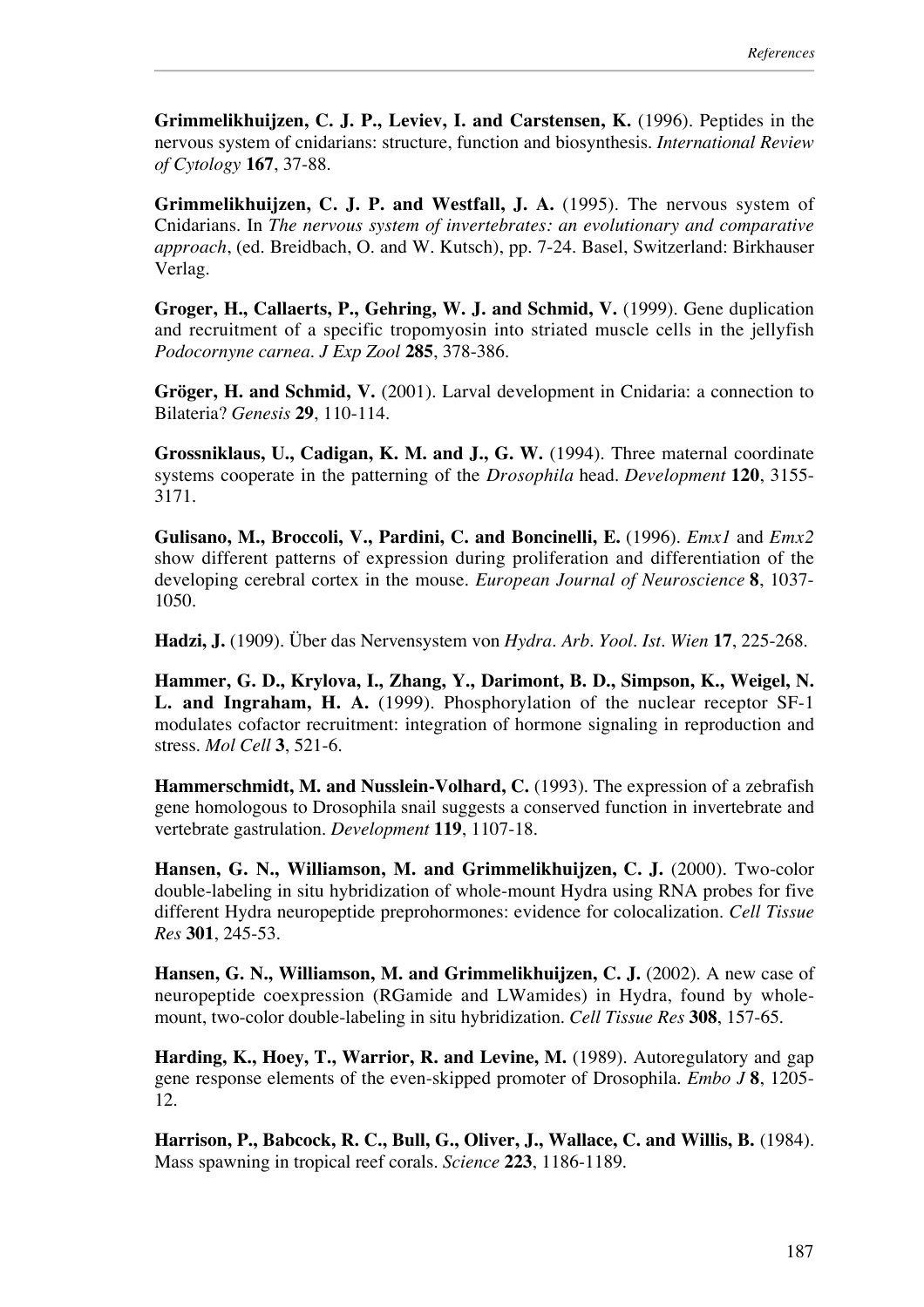**Grimmelikhuijzen, C. J. P., Leviev, I. and Carstensen, K.** (1996). Peptides in the nervous system of cnidarians: structure, function and biosynthesis. *International Review of Cytology* **167**, 37-88.

**Grimmelikhuijzen, C. J. P. and Westfall, J. A.** (1995). The nervous system of Cnidarians. In *The nervous system of invertebrates: an evolutionary and comparative approach*, (ed. Breidbach, O. and W. Kutsch), pp. 7-24. Basel, Switzerland: Birkhauser Verlag.

**Groger, H., Callaerts, P., Gehring, W. J. and Schmid, V.** (1999). Gene duplication and recruitment of a specific tropomyosin into striated muscle cells in the jellyfish *Podocornyne carnea*. *J Exp Zool* **285**, 378-386.

**Gröger, H. and Schmid, V.** (2001). Larval development in Cnidaria: a connection to Bilateria? *Genesis* **29**, 110-114.

**Grossniklaus, U., Cadigan, K. M. and J., G. W.** (1994). Three maternal coordinate systems cooperate in the patterning of the *Drosophila* head. *Development* **120**, 3155-3171.

**Gulisano, M., Broccoli, V., Pardini, C. and Boncinelli, E.** (1996). *Emx1* and *Emx2* show different patterns of expression during proliferation and differentiation of the developing cerebral cortex in the mouse. *European Journal of Neuroscience* **8**, 1037-1050.

**Hadzi, J.** (1909). Über das Nervensystem von *Hydra*. *Arb. Yool. Ist. Wien* **17**, 225-268.

**Hammer, G. D., Krylova, I., Zhang, Y., Darimont, B. D., Simpson, K., Weigel, N. L. and Ingraham, H. A.** (1999). Phosphorylation of the nuclear receptor SF-1 modulates cofactor recruitment: integration of hormone signaling in reproduction and stress. *Mol Cell* **3**, 521-6.

**Hammerschmidt, M. and Nusslein-Volhard, C.** (1993). The expression of a zebrafish gene homologous to Drosophila snail suggests a conserved function in invertebrate and vertebrate gastrulation. *Development* **119**, 1107-18.

**Hansen, G. N., Williamson, M. and Grimmelikhuijzen, C. J.** (2000). Two-color double-labeling in situ hybridization of whole-mount Hydra using RNA probes for five different Hydra neuropeptide preprohormones: evidence for colocalization. *Cell Tissue Res* **301**, 245-53.

**Hansen, G. N., Williamson, M. and Grimmelikhuijzen, C. J.** (2002). A new case of neuropeptide coexpression (RGamide and LWamides) in Hydra, found by whole-mount, two-color double-labeling in situ hybridization. *Cell Tissue Res* **308**, 157-65.

**Harding, K., Hoey, T., Warrior, R. and Levine, M.** (1989). Autoregulatory and gap gene response elements of the even-skipped promoter of Drosophila. *Embo J* **8**, 1205-12.

**Harrison, P., Babcock, R. C., Bull, G., Oliver, J., Wallace, C. and Willis, B.** (1984). Mass spawning in tropical reef corals. *Science* **223**, 1186-1189.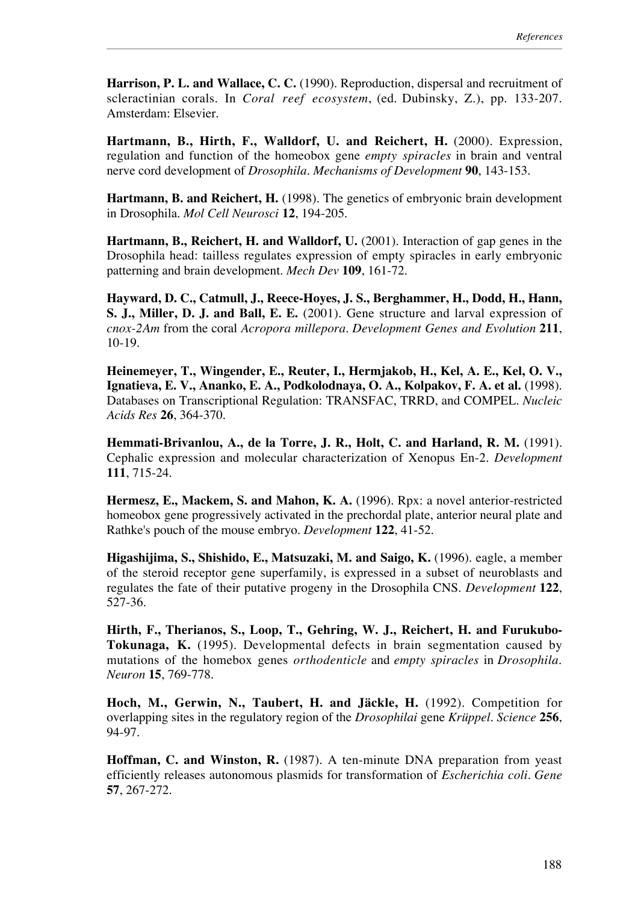**Harrison, P. L. and Wallace, C. C.** (1990). Reproduction, dispersal and recruitment of scleractinian corals. In *Coral reef ecosystem*, (ed. Dubinsky, Z.), pp. 133-207. Amsterdam: Elsevier.

**Hartmann, B., Hirth, F., Walldorf, U. and Reichert, H.** (2000). Expression, regulation and function of the homeobox gene *empty spiracles* in brain and ventral nerve cord development of *Drosophila*. *Mechanisms of Development* **90**, 143-153.

**Hartmann, B. and Reichert, H.** (1998). The genetics of embryonic brain development in Drosophila. *Mol Cell Neurosci* **12**, 194-205.

**Hartmann, B., Reichert, H. and Walldorf, U.** (2001). Interaction of gap genes in the Drosophila head: tailless regulates expression of empty spiracles in early embryonic patterning and brain development. *Mech Dev* **109**, 161-72.

**Hayward, D. C., Catmull, J., Reece-Hoyes, J. S., Berghammer, H., Dodd, H., Hann, S. J., Miller, D. J. and Ball, E. E.** (2001). Gene structure and larval expression of *cnox-2Am* from the coral *Acropora millepora*. *Development Genes and Evolution* **211**, 10-19.

**Heinemeyer, T., Wingender, E., Reuter, I., Hermjakob, H., Kel, A. E., Kel, O. V., Ignatieva, E. V., Ananko, E. A., Podkolodnaya, O. A., Kolpakov, F. A. et al.** (1998). Databases on Transcriptional Regulation: TRANSFAC, TRRD, and COMPEL. *Nucleic Acids Res* **26**, 364-370.

**Hemmati-Brivanlou, A., de la Torre, J. R., Holt, C. and Harland, R. M.** (1991). Cephalic expression and molecular characterization of Xenopus En-2. *Development* **111**, 715-24.

**Hermesz, E., Mackem, S. and Mahon, K. A.** (1996). Rpx: a novel anterior-restricted homeobox gene progressively activated in the prechordal plate, anterior neural plate and Rathke's pouch of the mouse embryo. *Development* **122**, 41-52.

**Higashijima, S., Shishido, E., Matsuzaki, M. and Saigo, K.** (1996). eagle, a member of the steroid receptor gene superfamily, is expressed in a subset of neuroblasts and regulates the fate of their putative progeny in the Drosophila CNS. *Development* **122**, 527-36.

**Hirth, F., Therianos, S., Loop, T., Gehring, W. J., Reichert, H. and Furukubo-Tokunaga, K.** (1995). Developmental defects in brain segmentation caused by mutations of the homebox genes *orthodenticle* and *empty spiracles* in *Drosophila*. *Neuron* **15**, 769-778.

**Hoch, M., Gerwin, N., Taubert, H. and Jäckle, H.** (1992). Competition for overlapping sites in the regulatory region of the *Drosophilai* gene *Krüppel*. *Science* **256**, 94-97.

**Hoffman, C. and Winston, R.** (1987). A ten-minute DNA preparation from yeast efficiently releases autonomous plasmids for transformation of *Escherichia coli*. *Gene* **57**, 267-272.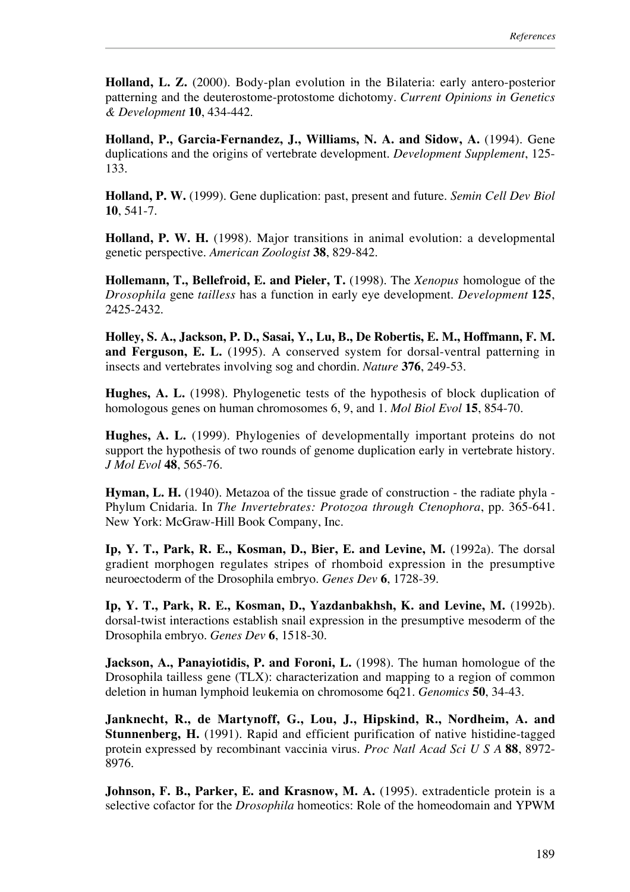**Holland, L. Z.** (2000). Body-plan evolution in the Bilateria: early antero-posterior patterning and the deuterostome-protostome dichotomy. *Current Opinions in Genetics & Development* **10**, 434-442.

**Holland, P., Garcia-Fernandez, J., Williams, N. A. and Sidow, A.** (1994). Gene duplications and the origins of vertebrate development. *Development Supplement*, 125-133.

**Holland, P. W.** (1999). Gene duplication: past, present and future. *Semin Cell Dev Biol* **10**, 541-7.

**Holland, P. W. H.** (1998). Major transitions in animal evolution: a developmental genetic perspective. *American Zoologist* **38**, 829-842.

**Hollemann, T., Bellefroid, E. and Pieler, T.** (1998). The *Xenopus* homologue of the *Drosophila* gene *tailless* has a function in early eye development. *Development* **125**, 2425-2432.

**Holley, S. A., Jackson, P. D., Sasai, Y., Lu, B., De Robertis, E. M., Hoffmann, F. M. and Ferguson, E. L.** (1995). A conserved system for dorsal-ventral patterning in insects and vertebrates involving sog and chordin. *Nature* **376**, 249-53.

**Hughes, A. L.** (1998). Phylogenetic tests of the hypothesis of block duplication of homologous genes on human chromosomes 6, 9, and 1. *Mol Biol Evol* **15**, 854-70.

**Hughes, A. L.** (1999). Phylogenies of developmentally important proteins do not support the hypothesis of two rounds of genome duplication early in vertebrate history. *J Mol Evol* **48**, 565-76.

**Hyman, L. H.** (1940). Metazoa of the tissue grade of construction - the radiate phyla - Phylum Cnidaria. In *The Invertebrates: Protozoa through Ctenophora*, pp. 365-641. New York: McGraw-Hill Book Company, Inc.

**Ip, Y. T., Park, R. E., Kosman, D., Bier, E. and Levine, M.** (1992a). The dorsal gradient morphogen regulates stripes of rhomboid expression in the presumptive neuroectoderm of the Drosophila embryo. *Genes Dev* **6**, 1728-39.

**Ip, Y. T., Park, R. E., Kosman, D., Yazdanbakhsh, K. and Levine, M.** (1992b). dorsal-twist interactions establish snail expression in the presumptive mesoderm of the Drosophila embryo. *Genes Dev* **6**, 1518-30.

**Jackson, A., Panayiotidis, P. and Foroni, L.** (1998). The human homologue of the Drosophila tailless gene (TLX): characterization and mapping to a region of common deletion in human lymphoid leukemia on chromosome 6q21. *Genomics* **50**, 34-43.

**Janknecht, R., de Martynoff, G., Lou, J., Hipskind, R., Nordheim, A. and Stunnenberg, H.** (1991). Rapid and efficient purification of native histidine-tagged protein expressed by recombinant vaccinia virus. *Proc Natl Acad Sci U S A* **88**, 8972-8976.

**Johnson, F. B., Parker, E. and Krasnow, M. A.** (1995). extradenticle protein is a selective cofactor for the *Drosophila* homeotics: Role of the homeodomain and YPWM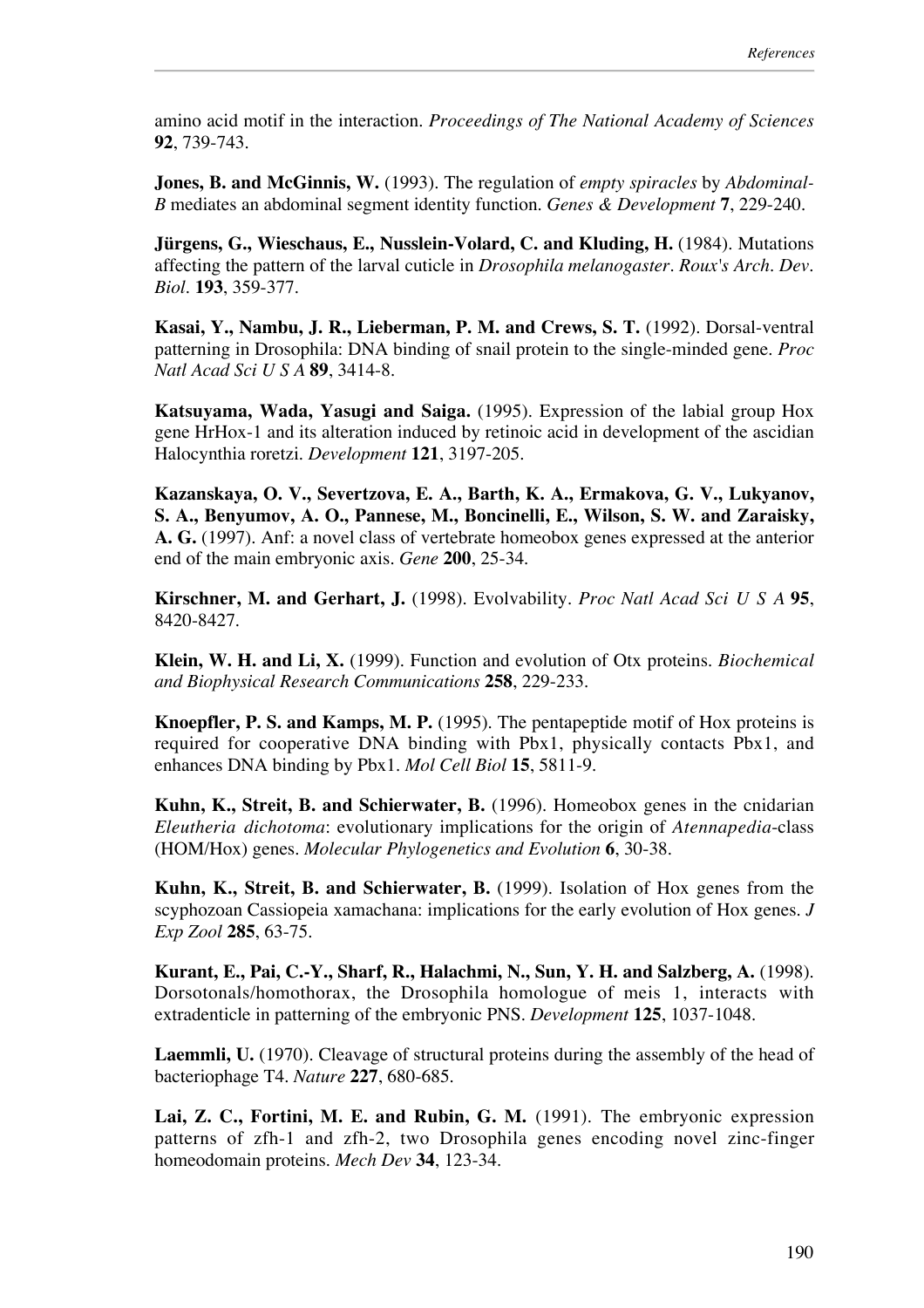amino acid motif in the interaction. *Proceedings of The National Academy of Sciences* **92**, 739-743.

**Jones, B. and McGinnis, W.** (1993). The regulation of *empty spiracles* by *Abdominal-B* mediates an abdominal segment identity function. *Genes & Development* **7**, 229-240.

**Jürgens, G., Wieschaus, E., Nusslein-Volard, C. and Kluding, H.** (1984). Mutations affecting the pattern of the larval cuticle in *Drosophila melanogaster*. *Roux's Arch. Dev. Biol.* **193**, 359-377.

**Kasai, Y., Nambu, J. R., Lieberman, P. M. and Crews, S. T.** (1992). Dorsal-ventral patterning in Drosophila: DNA binding of snail protein to the single-minded gene. *Proc Natl Acad Sci U S A* **89**, 3414-8.

**Katsuyama, Wada, Yasugi and Saiga.** (1995). Expression of the labial group Hox gene HrHox-1 and its alteration induced by retinoic acid in development of the ascidian Halocynthia roretzi. *Development* **121**, 3197-205.

**Kazanskaya, O. V., Severtzova, E. A., Barth, K. A., Ermakova, G. V., Lukyanov, S. A., Benyumov, A. O., Pannese, M., Boncinelli, E., Wilson, S. W. and Zaraisky, A. G.** (1997). Anf: a novel class of vertebrate homeobox genes expressed at the anterior end of the main embryonic axis. *Gene* **200**, 25-34.

**Kirschner, M. and Gerhart, J.** (1998). Evolvability. *Proc Natl Acad Sci U S A* **95**, 8420-8427.

**Klein, W. H. and Li, X.** (1999). Function and evolution of Otx proteins. *Biochemical and Biophysical Research Communications* **258**, 229-233.

**Knoepfler, P. S. and Kamps, M. P.** (1995). The pentapeptide motif of Hox proteins is required for cooperative DNA binding with Pbx1, physically contacts Pbx1, and enhances DNA binding by Pbx1. *Mol Cell Biol* **15**, 5811-9.

**Kuhn, K., Streit, B. and Schierwater, B.** (1996). Homeobox genes in the cnidarian *Eleutheria dichotoma*: evolutionary implications for the origin of *Atennapedia*-class (HOM/Hox) genes. *Molecular Phylogenetics and Evolution* **6**, 30-38.

**Kuhn, K., Streit, B. and Schierwater, B.** (1999). Isolation of Hox genes from the scyphozoan Cassiopeia xamachana: implications for the early evolution of Hox genes. *J Exp Zool* **285**, 63-75.

**Kurant, E., Pai, C.-Y., Sharf, R., Halachmi, N., Sun, Y. H. and Salzberg, A.** (1998). Dorsotonals/homothorax, the Drosophila homologue of meis 1, interacts with extradenticle in patterning of the embryonic PNS. *Development* **125**, 1037-1048.

**Laemmli, U.** (1970). Cleavage of structural proteins during the assembly of the head of bacteriophage T4. *Nature* **227**, 680-685.

**Lai, Z. C., Fortini, M. E. and Rubin, G. M.** (1991). The embryonic expression patterns of zfh-1 and zfh-2, two Drosophila genes encoding novel zinc-finger homeodomain proteins. *Mech Dev* **34**, 123-34.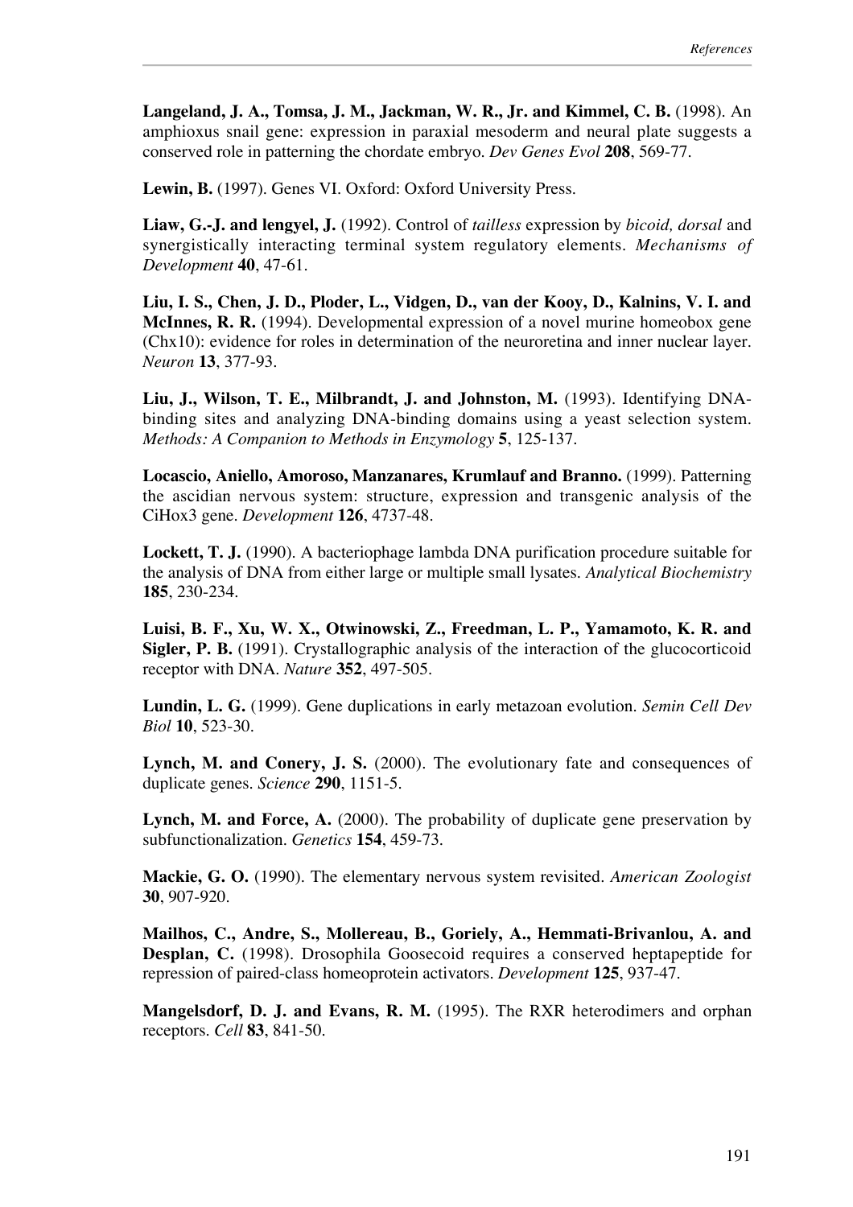**Langeland, J. A., Tomsa, J. M., Jackman, W. R., Jr. and Kimmel, C. B.** (1998). An amphioxus snail gene: expression in paraxial mesoderm and neural plate suggests a conserved role in patterning the chordate embryo. *Dev Genes Evol* **208**, 569-77.

**Lewin, B.** (1997). Genes VI. Oxford: Oxford University Press.

**Liaw, G.-J. and lengyel, J.** (1992). Control of *tailless* expression by *bicoid, dorsal* and synergistically interacting terminal system regulatory elements. *Mechanisms of Development* **40**, 47-61.

**Liu, I. S., Chen, J. D., Ploder, L., Vidgen, D., van der Kooy, D., Kalnins, V. I. and McInnes, R. R.** (1994). Developmental expression of a novel murine homeobox gene (Chx10): evidence for roles in determination of the neuroretina and inner nuclear layer. *Neuron* **13**, 377-93.

**Liu, J., Wilson, T. E., Milbrandt, J. and Johnston, M.** (1993). Identifying DNA-binding sites and analyzing DNA-binding domains using a yeast selection system. *Methods: A Companion to Methods in Enzymology* **5**, 125-137.

**Locascio, Aniello, Amoroso, Manzanares, Krumlauf and Branno.** (1999). Patterning the ascidian nervous system: structure, expression and transgenic analysis of the CiHox3 gene. *Development* **126**, 4737-48.

**Lockett, T. J.** (1990). A bacteriophage lambda DNA purification procedure suitable for the analysis of DNA from either large or multiple small lysates. *Analytical Biochemistry* **185**, 230-234.

**Luisi, B. F., Xu, W. X., Otwinowski, Z., Freedman, L. P., Yamamoto, K. R. and Sigler, P. B.** (1991). Crystallographic analysis of the interaction of the glucocorticoid receptor with DNA. *Nature* **352**, 497-505.

**Lundin, L. G.** (1999). Gene duplications in early metazoan evolution. *Semin Cell Dev Biol* **10**, 523-30.

**Lynch, M. and Conery, J. S.** (2000). The evolutionary fate and consequences of duplicate genes. *Science* **290**, 1151-5.

**Lynch, M. and Force, A.** (2000). The probability of duplicate gene preservation by subfunctionalization. *Genetics* **154**, 459-73.

**Mackie, G. O.** (1990). The elementary nervous system revisited. *American Zoologist* **30**, 907-920.

**Mailhos, C., Andre, S., Mollereau, B., Goriely, A., Hemmati-Brivanlou, A. and Desplan, C.** (1998). Drosophila Goosecoid requires a conserved heptapeptide for repression of paired-class homeoprotein activators. *Development* **125**, 937-47.

**Mangelsdorf, D. J. and Evans, R. M.** (1995). The RXR heterodimers and orphan receptors. *Cell* **83**, 841-50.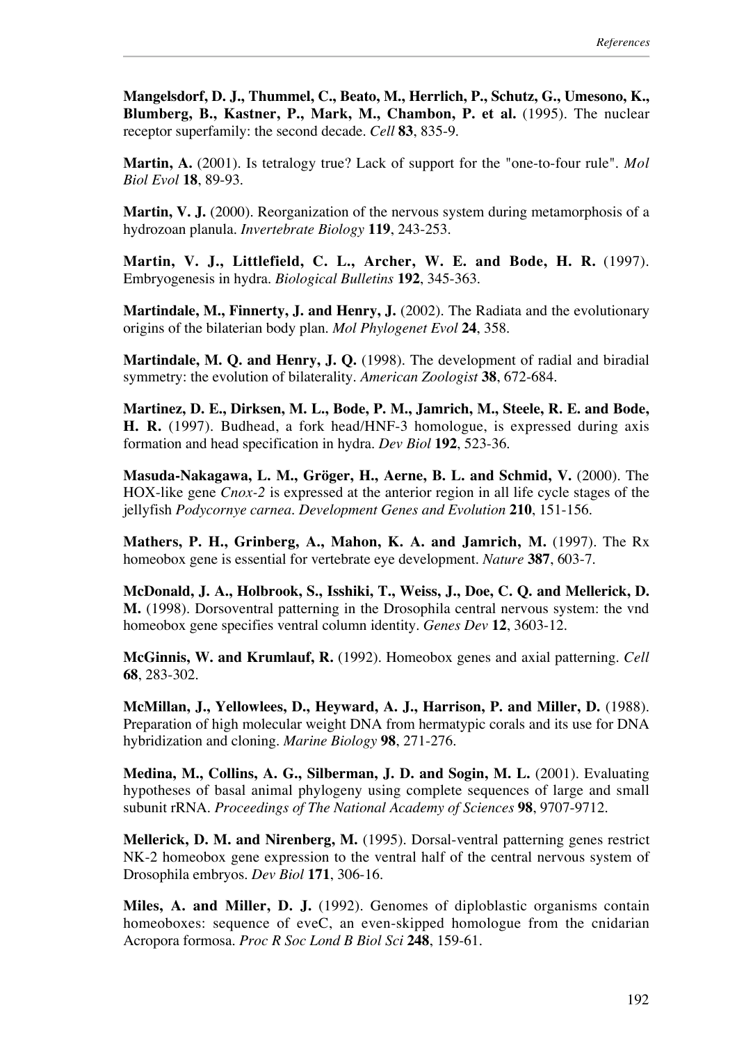**Mangelsdorf, D. J., Thummel, C., Beato, M., Herrlich, P., Schutz, G., Umesono, K., Blumberg, B., Kastner, P., Mark, M., Chambon, P. et al.** (1995). The nuclear receptor superfamily: the second decade. *Cell* **83**, 835-9.

**Martin, A.** (2001). Is tetralogy true? Lack of support for the "one-to-four rule". *Mol Biol Evol* **18**, 89-93.

**Martin, V. J.** (2000). Reorganization of the nervous system during metamorphosis of a hydrozoan planula. *Invertebrate Biology* **119**, 243-253.

**Martin, V. J., Littlefield, C. L., Archer, W. E. and Bode, H. R.** (1997). Embryogenesis in hydra. *Biological Bulletins* **192**, 345-363.

**Martindale, M., Finnerty, J. and Henry, J.** (2002). The Radiata and the evolutionary origins of the bilaterian body plan. *Mol Phylogenet Evol* **24**, 358.

**Martindale, M. Q. and Henry, J. Q.** (1998). The development of radial and biradial symmetry: the evolution of bilaterality. *American Zoologist* **38**, 672-684.

**Martinez, D. E., Dirksen, M. L., Bode, P. M., Jamrich, M., Steele, R. E. and Bode, H. R.** (1997). Budhead, a fork head/HNF-3 homologue, is expressed during axis formation and head specification in hydra. *Dev Biol* **192**, 523-36.

**Masuda-Nakagawa, L. M., Gröger, H., Aerne, B. L. and Schmid, V.** (2000). The HOX-like gene *Cnox-2* is expressed at the anterior region in all life cycle stages of the jellyfish *Podycornye carnea*. *Development Genes and Evolution* **210**, 151-156.

**Mathers, P. H., Grinberg, A., Mahon, K. A. and Jamrich, M.** (1997). The Rx homeobox gene is essential for vertebrate eye development. *Nature* **387**, 603-7.

**McDonald, J. A., Holbrook, S., Isshiki, T., Weiss, J., Doe, C. Q. and Mellerick, D. M.** (1998). Dorsoventral patterning in the Drosophila central nervous system: the vnd homeobox gene specifies ventral column identity. *Genes Dev* **12**, 3603-12.

**McGinnis, W. and Krumlauf, R.** (1992). Homeobox genes and axial patterning. *Cell* **68**, 283-302.

**McMillan, J., Yellowlees, D., Heyward, A. J., Harrison, P. and Miller, D.** (1988). Preparation of high molecular weight DNA from hermatypic corals and its use for DNA hybridization and cloning. *Marine Biology* **98**, 271-276.

**Medina, M., Collins, A. G., Silberman, J. D. and Sogin, M. L.** (2001). Evaluating hypotheses of basal animal phylogeny using complete sequences of large and small subunit rRNA. *Proceedings of The National Academy of Sciences* **98**, 9707-9712.

**Mellerick, D. M. and Nirenberg, M.** (1995). Dorsal-ventral patterning genes restrict NK-2 homeobox gene expression to the ventral half of the central nervous system of Drosophila embryos. *Dev Biol* **171**, 306-16.

**Miles, A. and Miller, D. J.** (1992). Genomes of diploblastic organisms contain homeoboxes: sequence of eveC, an even-skipped homologue from the cnidarian Acropora formosa. *Proc R Soc Lond B Biol Sci* **248**, 159-61.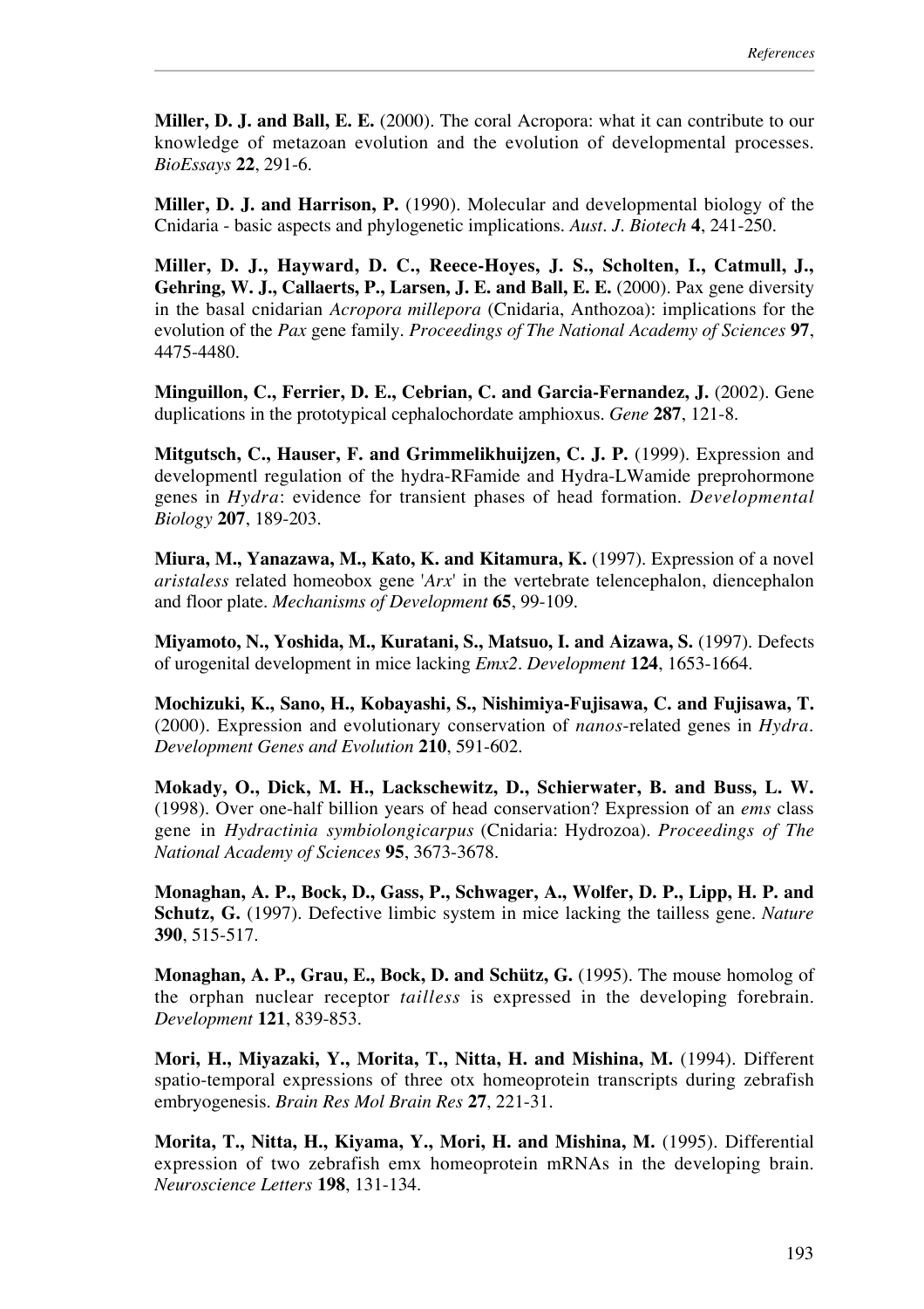**Miller, D. J. and Ball, E. E.** (2000). The coral Acropora: what it can contribute to our knowledge of metazoan evolution and the evolution of developmental processes. *BioEssays* **22**, 291-6.

**Miller, D. J. and Harrison, P.** (1990). Molecular and developmental biology of the Cnidaria - basic aspects and phylogenetic implications. *Aust. J. Biotech* **4**, 241-250.

**Miller, D. J., Hayward, D. C., Reece-Hoyes, J. S., Scholten, I., Catmull, J., Gehring, W. J., Callaerts, P., Larsen, J. E. and Ball, E. E.** (2000). Pax gene diversity in the basal cnidarian *Acropora millepora* (Cnidaria, Anthozoa): implications for the evolution of the *Pax* gene family. *Proceedings of The National Academy of Sciences* **97**, 4475-4480.

**Minguillon, C., Ferrier, D. E., Cebrian, C. and Garcia-Fernandez, J.** (2002). Gene duplications in the prototypical cephalochordate amphioxus. *Gene* **287**, 121-8.

**Mitgutsch, C., Hauser, F. and Grimmelikhuijzen, C. J. P.** (1999). Expression and developmentl regulation of the hydra-RFamide and Hydra-LWamide preprohormone genes in *Hydra*: evidence for transient phases of head formation. *Developmental Biology* **207**, 189-203.

**Miura, M., Yanazawa, M., Kato, K. and Kitamura, K.** (1997). Expression of a novel *aristaless* related homeobox gene '*Arx*' in the vertebrate telencephalon, diencephalon and floor plate. *Mechanisms of Development* **65**, 99-109.

**Miyamoto, N., Yoshida, M., Kuratani, S., Matsuo, I. and Aizawa, S.** (1997). Defects of urogenital development in mice lacking *Emx2*. *Development* **124**, 1653-1664.

**Mochizuki, K., Sano, H., Kobayashi, S., Nishimiya-Fujisawa, C. and Fujisawa, T.** (2000). Expression and evolutionary conservation of *nanos*-related genes in *Hydra*. *Development Genes and Evolution* **210**, 591-602.

**Mokady, O., Dick, M. H., Lackschewitz, D., Schierwater, B. and Buss, L. W.** (1998). Over one-half billion years of head conservation? Expression of an *ems* class gene in *Hydractinia symbiolongicarpus* (Cnidaria: Hydrozoa). *Proceedings of The National Academy of Sciences* **95**, 3673-3678.

**Monaghan, A. P., Bock, D., Gass, P., Schwager, A., Wolfer, D. P., Lipp, H. P. and Schutz, G.** (1997). Defective limbic system in mice lacking the tailless gene. *Nature* **390**, 515-517.

**Monaghan, A. P., Grau, E., Bock, D. and Schütz, G.** (1995). The mouse homolog of the orphan nuclear receptor *tailless* is expressed in the developing forebrain. *Development* **121**, 839-853.

**Mori, H., Miyazaki, Y., Morita, T., Nitta, H. and Mishina, M.** (1994). Different spatio-temporal expressions of three otx homeoprotein transcripts during zebrafish embryogenesis. *Brain Res Mol Brain Res* **27**, 221-31.

**Morita, T., Nitta, H., Kiyama, Y., Mori, H. and Mishina, M.** (1995). Differential expression of two zebrafish emx homeoprotein mRNAs in the developing brain. *Neuroscience Letters* **198**, 131-134.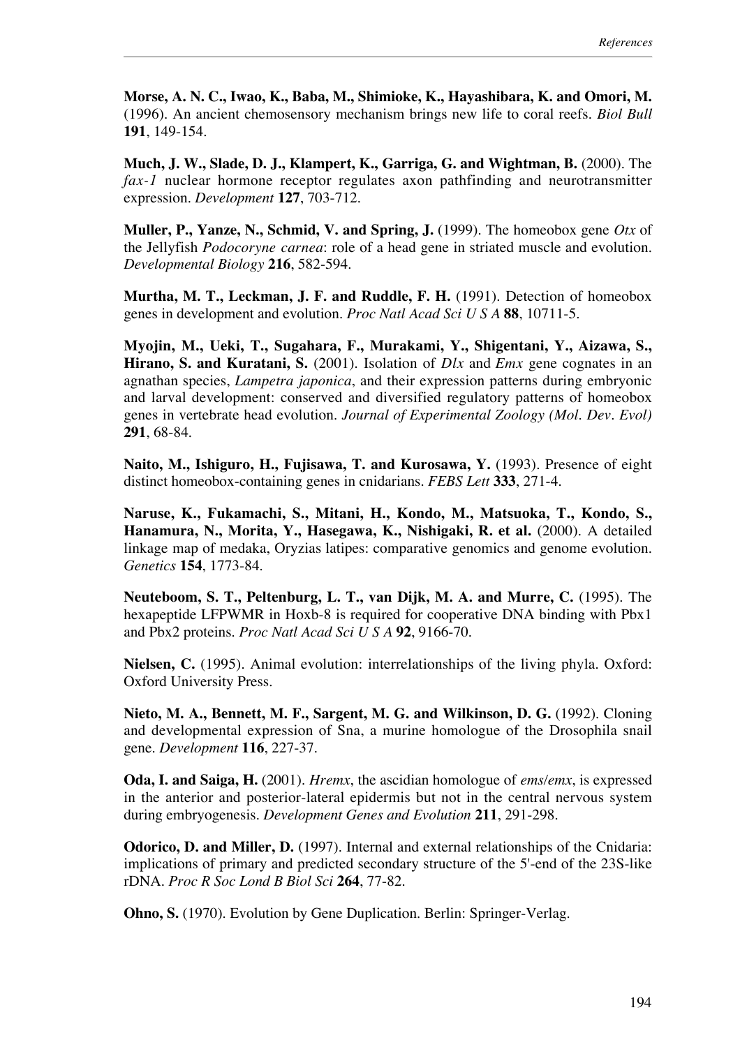**Morse, A. N. C., Iwao, K., Baba, M., Shimioke, K., Hayashibara, K. and Omori, M.** (1996). An ancient chemosensory mechanism brings new life to coral reefs. *Biol Bull* **191**, 149-154.

**Much, J. W., Slade, D. J., Klampert, K., Garriga, G. and Wightman, B.** (2000). The *fax-1* nuclear hormone receptor regulates axon pathfinding and neurotransmitter expression. *Development* **127**, 703-712.

**Muller, P., Yanze, N., Schmid, V. and Spring, J.** (1999). The homeobox gene *Otx* of the Jellyfish *Podocoryne carnea*: role of a head gene in striated muscle and evolution. *Developmental Biology* **216**, 582-594.

**Murtha, M. T., Leckman, J. F. and Ruddle, F. H.** (1991). Detection of homeobox genes in development and evolution. *Proc Natl Acad Sci U S A* **88**, 10711-5.

**Myojin, M., Ueki, T., Sugahara, F., Murakami, Y., Shigentani, Y., Aizawa, S., Hirano, S. and Kuratani, S.** (2001). Isolation of *Dlx* and *Emx* gene cognates in an agnathan species, *Lampetra japonica*, and their expression patterns during embryonic and larval development: conserved and diversified regulatory patterns of homeobox genes in vertebrate head evolution. *Journal of Experimental Zoology (Mol. Dev. Evol)* **291**, 68-84.

**Naito, M., Ishiguro, H., Fujisawa, T. and Kurosawa, Y.** (1993). Presence of eight distinct homeobox-containing genes in cnidarians. *FEBS Lett* **333**, 271-4.

**Naruse, K., Fukamachi, S., Mitani, H., Kondo, M., Matsuoka, T., Kondo, S., Hanamura, N., Morita, Y., Hasegawa, K., Nishigaki, R. et al.** (2000). A detailed linkage map of medaka, Oryzias latipes: comparative genomics and genome evolution. *Genetics* **154**, 1773-84.

**Neuteboom, S. T., Peltenburg, L. T., van Dijk, M. A. and Murre, C.** (1995). The hexapeptide LFPWMR in Hoxb-8 is required for cooperative DNA binding with Pbx1 and Pbx2 proteins. *Proc Natl Acad Sci U S A* **92**, 9166-70.

**Nielsen, C.** (1995). Animal evolution: interrelationships of the living phyla. Oxford: Oxford University Press.

**Nieto, M. A., Bennett, M. F., Sargent, M. G. and Wilkinson, D. G.** (1992). Cloning and developmental expression of Sna, a murine homologue of the Drosophila snail gene. *Development* **116**, 227-37.

**Oda, I. and Saiga, H.** (2001). *Hremx*, the ascidian homologue of *ems/emx*, is expressed in the anterior and posterior-lateral epidermis but not in the central nervous system during embryogenesis. *Development Genes and Evolution* **211**, 291-298.

**Odorico, D. and Miller, D.** (1997). Internal and external relationships of the Cnidaria: implications of primary and predicted secondary structure of the 5'-end of the 23S-like rDNA. *Proc R Soc Lond B Biol Sci* **264**, 77-82.

**Ohno, S.** (1970). Evolution by Gene Duplication. Berlin: Springer-Verlag.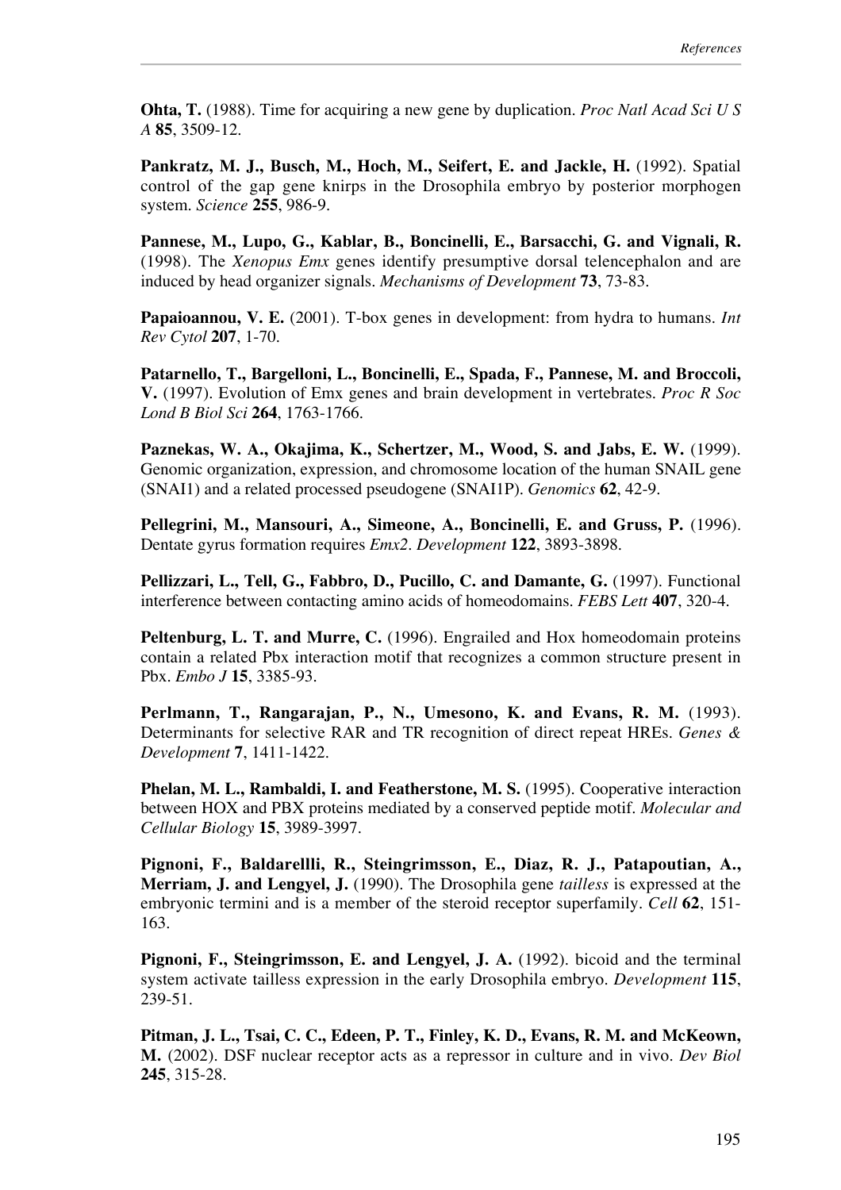**Ohta, T.** (1988). Time for acquiring a new gene by duplication. *Proc Natl Acad Sci U S A* **85**, 3509-12.

**Pankratz, M. J., Busch, M., Hoch, M., Seifert, E. and Jackle, H.** (1992). Spatial control of the gap gene knirps in the Drosophila embryo by posterior morphogen system. *Science* **255**, 986-9.

**Pannese, M., Lupo, G., Kablar, B., Boncinelli, E., Barsacchi, G. and Vignali, R.** (1998). The *Xenopus Emx* genes identify presumptive dorsal telencephalon and are induced by head organizer signals. *Mechanisms of Development* **73**, 73-83.

**Papaioannou, V. E.** (2001). T-box genes in development: from hydra to humans. *Int Rev Cytol* **207**, 1-70.

**Patarnello, T., Bargelloni, L., Boncinelli, E., Spada, F., Pannese, M. and Broccoli, V.** (1997). Evolution of Emx genes and brain development in vertebrates. *Proc R Soc Lond B Biol Sci* **264**, 1763-1766.

**Paznekas, W. A., Okajima, K., Schertzer, M., Wood, S. and Jabs, E. W.** (1999). Genomic organization, expression, and chromosome location of the human SNAIL gene (SNAI1) and a related processed pseudogene (SNAI1P). *Genomics* **62**, 42-9.

**Pellegrini, M., Mansouri, A., Simeone, A., Boncinelli, E. and Gruss, P.** (1996). Dentate gyrus formation requires *Emx2*. *Development* **122**, 3893-3898.

**Pellizzari, L., Tell, G., Fabbro, D., Pucillo, C. and Damante, G.** (1997). Functional interference between contacting amino acids of homeodomains. *FEBS Lett* **407**, 320-4.

**Peltenburg, L. T. and Murre, C.** (1996). Engrailed and Hox homeodomain proteins contain a related Pbx interaction motif that recognizes a common structure present in Pbx. *Embo J* **15**, 3385-93.

**Perlmann, T., Rangarajan, P., N., Umesono, K. and Evans, R. M.** (1993). Determinants for selective RAR and TR recognition of direct repeat HREs. *Genes & Development* **7**, 1411-1422.

**Phelan, M. L., Rambaldi, I. and Featherstone, M. S.** (1995). Cooperative interaction between HOX and PBX proteins mediated by a conserved peptide motif. *Molecular and Cellular Biology* **15**, 3989-3997.

**Pignoni, F., Baldarellli, R., Steingrimsson, E., Diaz, R. J., Patapoutian, A., Merriam, J. and Lengyel, J.** (1990). The Drosophila gene *tailless* is expressed at the embryonic termini and is a member of the steroid receptor superfamily. *Cell* **62**, 151-163.

**Pignoni, F., Steingrimsson, E. and Lengyel, J. A.** (1992). bicoid and the terminal system activate tailless expression in the early Drosophila embryo. *Development* **115**, 239-51.

**Pitman, J. L., Tsai, C. C., Edeen, P. T., Finley, K. D., Evans, R. M. and McKeown, M.** (2002). DSF nuclear receptor acts as a repressor in culture and in vivo. *Dev Biol* **245**, 315-28.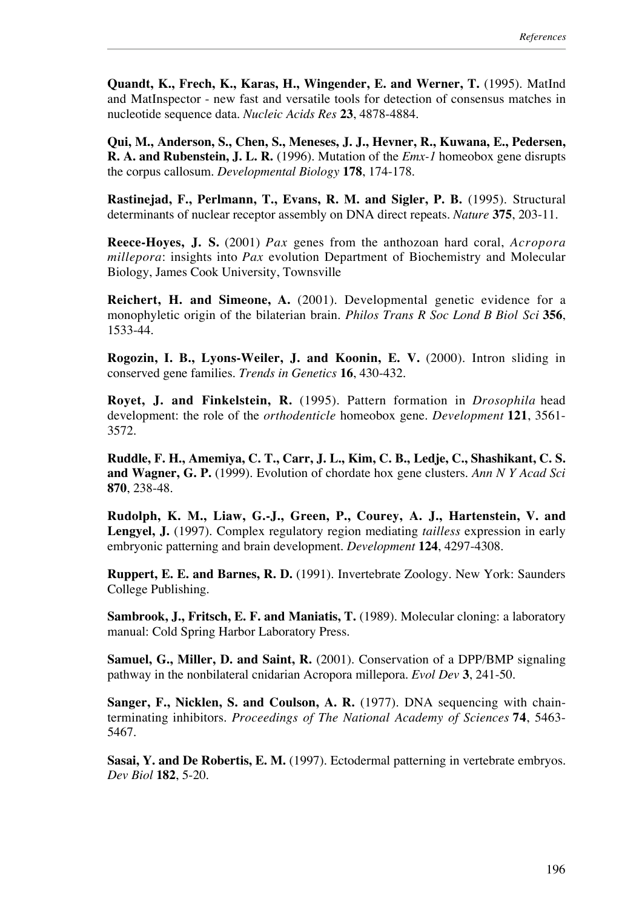**Quandt, K., Frech, K., Karas, H., Wingender, E. and Werner, T.** (1995). MatInd and MatInspector - new fast and versatile tools for detection of consensus matches in nucleotide sequence data. *Nucleic Acids Res* **23**, 4878-4884.

**Qui, M., Anderson, S., Chen, S., Meneses, J. J., Hevner, R., Kuwana, E., Pedersen, R. A. and Rubenstein, J. L. R.** (1996). Mutation of the *Emx-1* homeobox gene disrupts the corpus callosum. *Developmental Biology* **178**, 174-178.

**Rastinejad, F., Perlmann, T., Evans, R. M. and Sigler, P. B.** (1995). Structural determinants of nuclear receptor assembly on DNA direct repeats. *Nature* **375**, 203-11.

**Reece-Hoyes, J. S.** (2001) *Pax* genes from the anthozoan hard coral, *Acropora millepora*: insights into *Pax* evolution Department of Biochemistry and Molecular Biology, James Cook University, Townsville

**Reichert, H. and Simeone, A.** (2001). Developmental genetic evidence for a monophyletic origin of the bilaterian brain. *Philos Trans R Soc Lond B Biol Sci* **356**, 1533-44.

**Rogozin, I. B., Lyons-Weiler, J. and Koonin, E. V.** (2000). Intron sliding in conserved gene families. *Trends in Genetics* **16**, 430-432.

**Royet, J. and Finkelstein, R.** (1995). Pattern formation in *Drosophila* head development: the role of the *orthodenticle* homeobox gene. *Development* **121**, 3561-3572.

**Ruddle, F. H., Amemiya, C. T., Carr, J. L., Kim, C. B., Ledje, C., Shashikant, C. S. and Wagner, G. P.** (1999). Evolution of chordate hox gene clusters. *Ann N Y Acad Sci* **870**, 238-48.

**Rudolph, K. M., Liaw, G.-J., Green, P., Courey, A. J., Hartenstein, V. and Lengyel, J.** (1997). Complex regulatory region mediating *tailless* expression in early embryonic patterning and brain development. *Development* **124**, 4297-4308.

**Ruppert, E. E. and Barnes, R. D.** (1991). Invertebrate Zoology. New York: Saunders College Publishing.

**Sambrook, J., Fritsch, E. F. and Maniatis, T.** (1989). Molecular cloning: a laboratory manual: Cold Spring Harbor Laboratory Press.

**Samuel, G., Miller, D. and Saint, R.** (2001). Conservation of a DPP/BMP signaling pathway in the nonbilateral cnidarian Acropora millepora. *Evol Dev* **3**, 241-50.

**Sanger, F., Nicklen, S. and Coulson, A. R.** (1977). DNA sequencing with chain-terminating inhibitors. *Proceedings of The National Academy of Sciences* **74**, 5463-5467.

**Sasai, Y. and De Robertis, E. M.** (1997). Ectodermal patterning in vertebrate embryos. *Dev Biol* **182**, 5-20.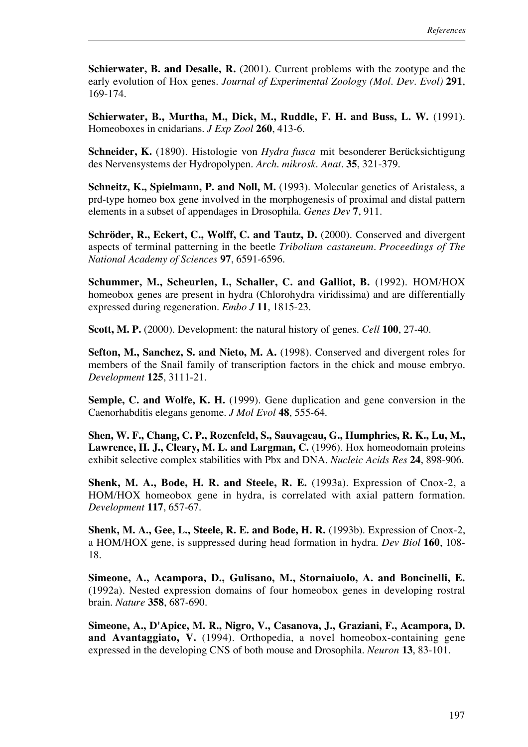**Schierwater, B. and Desalle, R.** (2001). Current problems with the zootype and the early evolution of Hox genes. *Journal of Experimental Zoology (Mol. Dev. Evol)* **291**, 169-174.

**Schierwater, B., Murtha, M., Dick, M., Ruddle, F. H. and Buss, L. W.** (1991). Homeoboxes in cnidarians. *J Exp Zool* **260**, 413-6.

**Schneider, K.** (1890). Histologie von *Hydra fusca* mit besonderer Berücksichtigung des Nervensystems der Hydropolypen. *Arch. mikrosk. Anat.* **35**, 321-379.

**Schneitz, K., Spielmann, P. and Noll, M.** (1993). Molecular genetics of Aristaless, a prd-type homeo box gene involved in the morphogenesis of proximal and distal pattern elements in a subset of appendages in Drosophila. *Genes Dev* **7**, 911.

**Schröder, R., Eckert, C., Wolff, C. and Tautz, D.** (2000). Conserved and divergent aspects of terminal patterning in the beetle *Tribolium castaneum*. *Proceedings of The National Academy of Sciences* **97**, 6591-6596.

**Schummer, M., Scheurlen, I., Schaller, C. and Galliot, B.** (1992). HOM/HOX homeobox genes are present in hydra (Chlorohydra viridissima) and are differentially expressed during regeneration. *Embo J* **11**, 1815-23.

**Scott, M. P.** (2000). Development: the natural history of genes. *Cell* **100**, 27-40.

**Sefton, M., Sanchez, S. and Nieto, M. A.** (1998). Conserved and divergent roles for members of the Snail family of transcription factors in the chick and mouse embryo. *Development* **125**, 3111-21.

**Semple, C. and Wolfe, K. H.** (1999). Gene duplication and gene conversion in the Caenorhabditis elegans genome. *J Mol Evol* **48**, 555-64.

**Shen, W. F., Chang, C. P., Rozenfeld, S., Sauvageau, G., Humphries, R. K., Lu, M., Lawrence, H. J., Cleary, M. L. and Largman, C.** (1996). Hox homeodomain proteins exhibit selective complex stabilities with Pbx and DNA. *Nucleic Acids Res* **24**, 898-906.

**Shenk, M. A., Bode, H. R. and Steele, R. E.** (1993a). Expression of Cnox-2, a HOM/HOX homeobox gene in hydra, is correlated with axial pattern formation. *Development* **117**, 657-67.

**Shenk, M. A., Gee, L., Steele, R. E. and Bode, H. R.** (1993b). Expression of Cnox-2, a HOM/HOX gene, is suppressed during head formation in hydra. *Dev Biol* **160**, 108-18.

**Simeone, A., Acampora, D., Gulisano, M., Stornaiuolo, A. and Boncinelli, E.** (1992a). Nested expression domains of four homeobox genes in developing rostral brain. *Nature* **358**, 687-690.

**Simeone, A., D'Apice, M. R., Nigro, V., Casanova, J., Graziani, F., Acampora, D. and Avantaggiato, V.** (1994). Orthopedia, a novel homeobox-containing gene expressed in the developing CNS of both mouse and Drosophila. *Neuron* **13**, 83-101.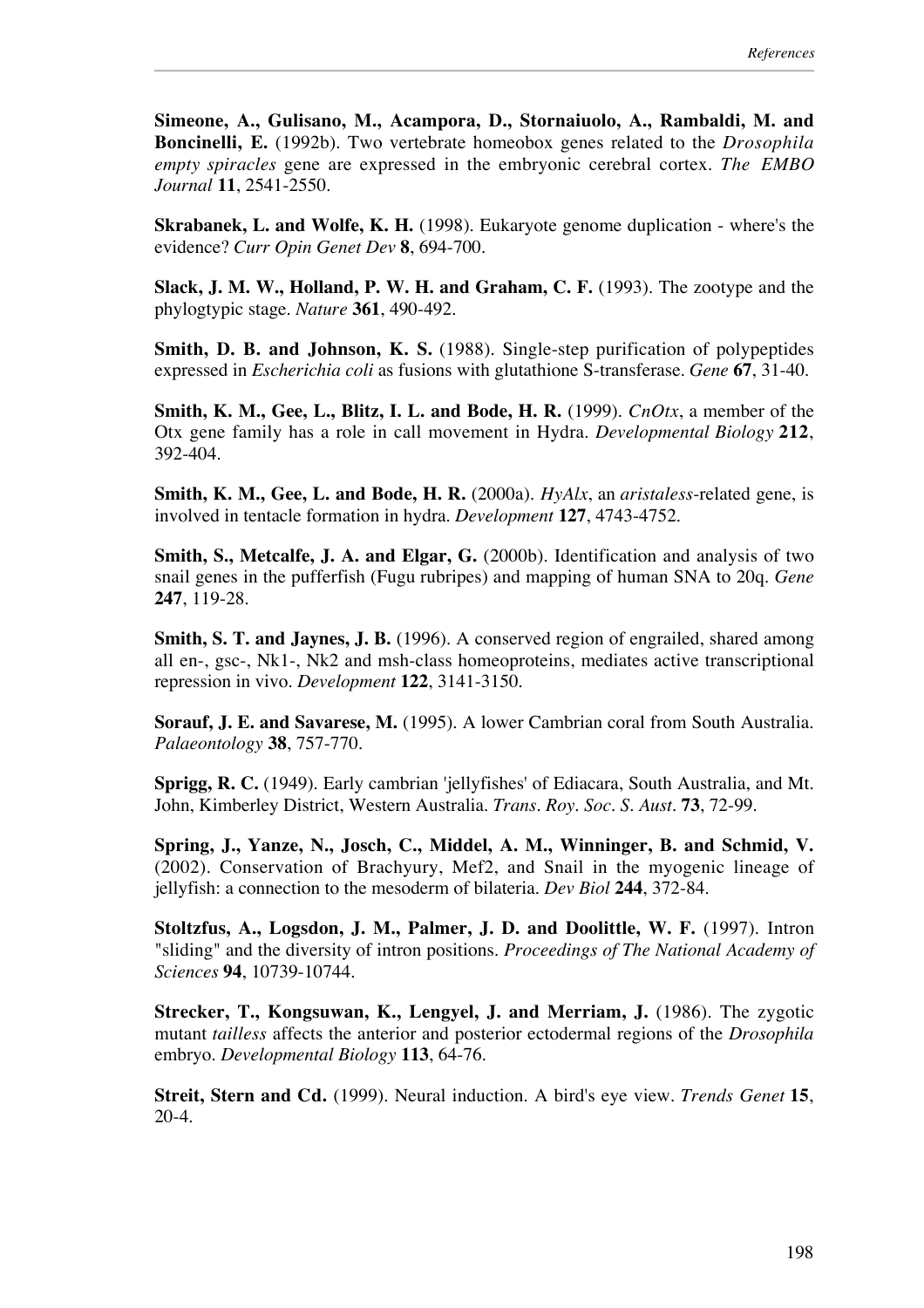**Simeone, A., Gulisano, M., Acampora, D., Stornaiuolo, A., Rambaldi, M. and Boncinelli, E.** (1992b). Two vertebrate homeobox genes related to the *Drosophila empty spiracles* gene are expressed in the embryonic cerebral cortex. *The EMBO Journal* **11**, 2541-2550.

**Skrabanek, L. and Wolfe, K. H.** (1998). Eukaryote genome duplication - where's the evidence? *Curr Opin Genet Dev* **8**, 694-700.

**Slack, J. M. W., Holland, P. W. H. and Graham, C. F.** (1993). The zootype and the phylogtypic stage. *Nature* **361**, 490-492.

**Smith, D. B. and Johnson, K. S.** (1988). Single-step purification of polypeptides expressed in *Escherichia coli* as fusions with glutathione S-transferase. *Gene* **67**, 31-40.

**Smith, K. M., Gee, L., Blitz, I. L. and Bode, H. R.** (1999). *CnOtx*, a member of the Otx gene family has a role in call movement in Hydra. *Developmental Biology* **212**, 392-404.

**Smith, K. M., Gee, L. and Bode, H. R.** (2000a). *HyAlx*, an *aristaless*-related gene, is involved in tentacle formation in hydra. *Development* **127**, 4743-4752.

**Smith, S., Metcalfe, J. A. and Elgar, G.** (2000b). Identification and analysis of two snail genes in the pufferfish (Fugu rubripes) and mapping of human SNA to 20q. *Gene* **247**, 119-28.

**Smith, S. T. and Jaynes, J. B.** (1996). A conserved region of engrailed, shared among all en-, gsc-, Nk1-, Nk2 and msh-class homeoproteins, mediates active transcriptional repression in vivo. *Development* **122**, 3141-3150.

**Sorauf, J. E. and Savarese, M.** (1995). A lower Cambrian coral from South Australia. *Palaeontology* **38**, 757-770.

**Sprigg, R. C.** (1949). Early cambrian 'jellyfishes' of Ediacara, South Australia, and Mt. John, Kimberley District, Western Australia. *Trans. Roy. Soc. S. Aust.* **73**, 72-99.

**Spring, J., Yanze, N., Josch, C., Middel, A. M., Winninger, B. and Schmid, V.** (2002). Conservation of Brachyury, Mef2, and Snail in the myogenic lineage of jellyfish: a connection to the mesoderm of bilateria. *Dev Biol* **244**, 372-84.

**Stoltzfus, A., Logsdon, J. M., Palmer, J. D. and Doolittle, W. F.** (1997). Intron "sliding" and the diversity of intron positions. *Proceedings of The National Academy of Sciences* **94**, 10739-10744.

**Strecker, T., Kongsuwan, K., Lengyel, J. and Merriam, J.** (1986). The zygotic mutant *tailless* affects the anterior and posterior ectodermal regions of the *Drosophila* embryo. *Developmental Biology* **113**, 64-76.

**Streit, Stern and Cd.** (1999). Neural induction. A bird's eye view. *Trends Genet* **15**, 20-4.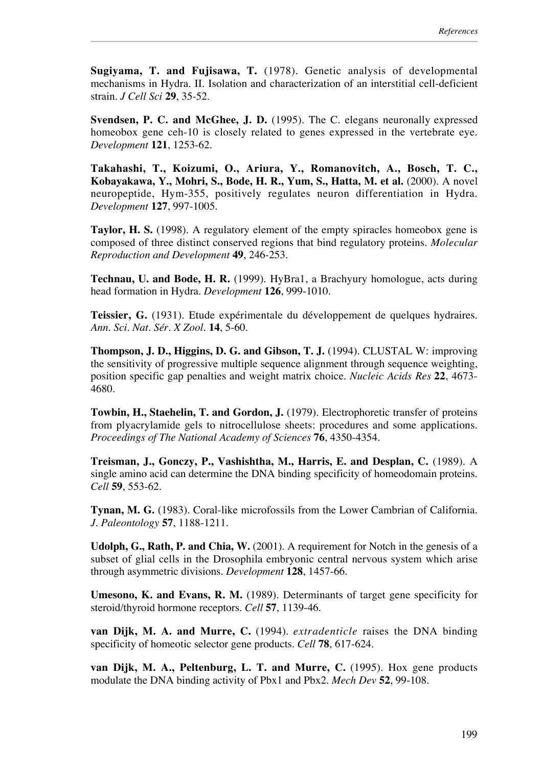**Sugiyama, T. and Fujisawa, T.** (1978). Genetic analysis of developmental mechanisms in Hydra. II. Isolation and characterization of an interstitial cell-deficient strain. *J Cell Sci* **29**, 35-52.

**Svendsen, P. C. and McGhee, J. D.** (1995). The C. elegans neuronally expressed homeobox gene ceh-10 is closely related to genes expressed in the vertebrate eye. *Development* **121**, 1253-62.

**Takahashi, T., Koizumi, O., Ariura, Y., Romanovitch, A., Bosch, T. C., Kobayakawa, Y., Mohri, S., Bode, H. R., Yum, S., Hatta, M. et al.** (2000). A novel neuropeptide, Hym-355, positively regulates neuron differentiation in Hydra. *Development* **127**, 997-1005.

**Taylor, H. S.** (1998). A regulatory element of the empty spiracles homeobox gene is composed of three distinct conserved regions that bind regulatory proteins. *Molecular Reproduction and Development* **49**, 246-253.

**Technau, U. and Bode, H. R.** (1999). HyBra1, a Brachyury homologue, acts during head formation in Hydra. *Development* **126**, 999-1010.

**Teissier, G.** (1931). Etude expérimentale du développement de quelques hydraires. *Ann. Sci. Nat. Sér. X Zool.* **14**, 5-60.

**Thompson, J. D., Higgins, D. G. and Gibson, T. J.** (1994). CLUSTAL W: improving the sensitivity of progressive multiple sequence alignment through sequence weighting, position specific gap penalties and weight matrix choice. *Nucleic Acids Res* **22**, 4673-4680.

**Towbin, H., Staehelin, T. and Gordon, J.** (1979). Electrophoretic transfer of proteins from plyacrylamide gels to nitrocellulose sheets: procedures and some applications. *Proceedings of The National Academy of Sciences* **76**, 4350-4354.

**Treisman, J., Gonczy, P., Vashishtha, M., Harris, E. and Desplan, C.** (1989). A single amino acid can determine the DNA binding specificity of homeodomain proteins. *Cell* **59**, 553-62.

**Tynan, M. G.** (1983). Coral-like microfossils from the Lower Cambrian of California. *J. Paleontology* **57**, 1188-1211.

**Udolph, G., Rath, P. and Chia, W.** (2001). A requirement for Notch in the genesis of a subset of glial cells in the Drosophila embryonic central nervous system which arise through asymmetric divisions. *Development* **128**, 1457-66.

**Umesono, K. and Evans, R. M.** (1989). Determinants of target gene specificity for steroid/thyroid hormone receptors. *Cell* **57**, 1139-46.

**van Dijk, M. A. and Murre, C.** (1994). *extradenticle* raises the DNA binding specificity of homeotic selector gene products. *Cell* **78**, 617-624.

**van Dijk, M. A., Peltenburg, L. T. and Murre, C.** (1995). Hox gene products modulate the DNA binding activity of Pbx1 and Pbx2. *Mech Dev* **52**, 99-108.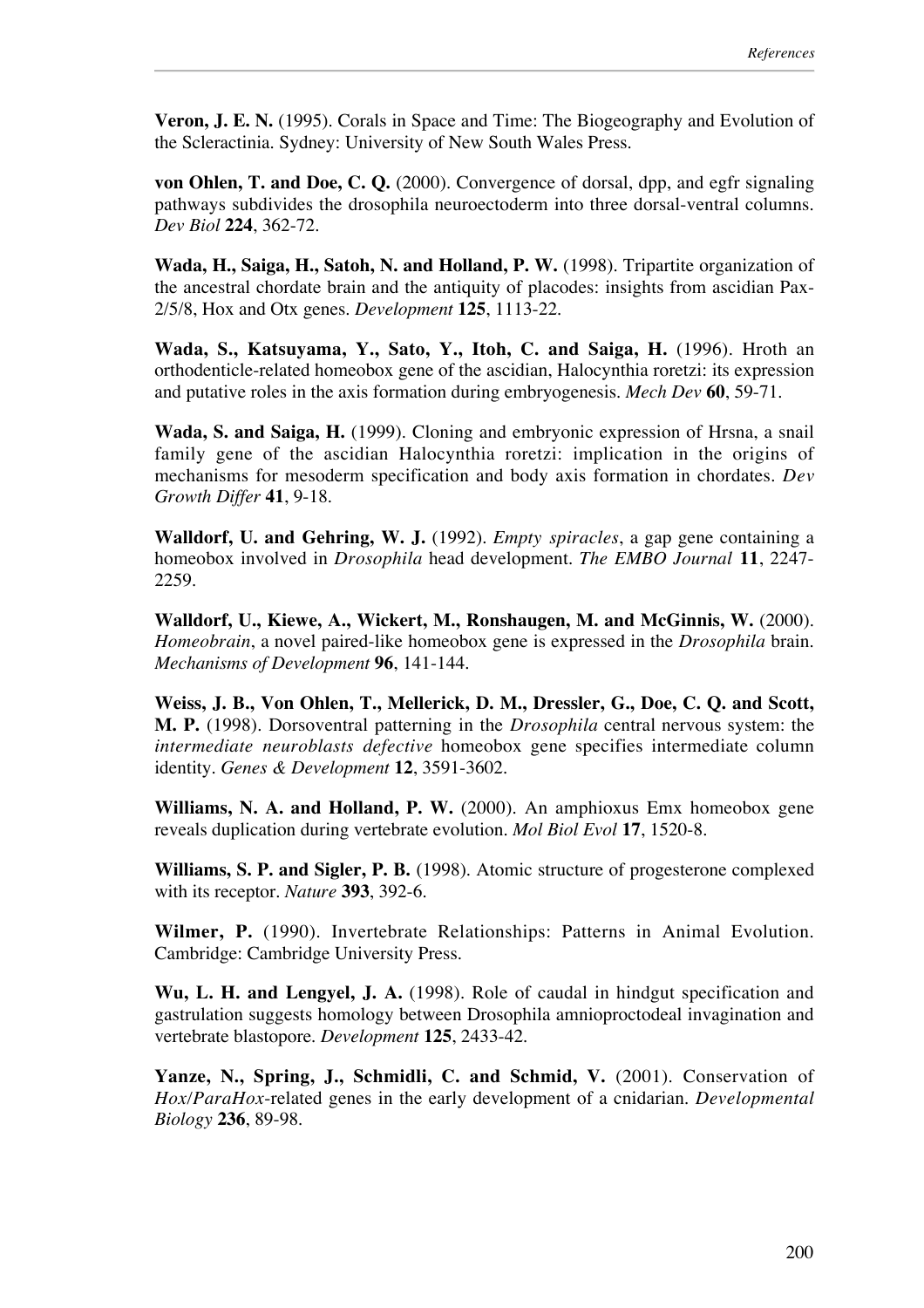**Veron, J. E. N.** (1995). Corals in Space and Time: The Biogeography and Evolution of the Scleractinia. Sydney: University of New South Wales Press.

**von Ohlen, T. and Doe, C. Q.** (2000). Convergence of dorsal, dpp, and egfr signaling pathways subdivides the drosophila neuroectoderm into three dorsal-ventral columns. *Dev Biol* **224**, 362-72.

**Wada, H., Saiga, H., Satoh, N. and Holland, P. W.** (1998). Tripartite organization of the ancestral chordate brain and the antiquity of placodes: insights from ascidian Pax-2/5/8, Hox and Otx genes. *Development* **125**, 1113-22.

**Wada, S., Katsuyama, Y., Sato, Y., Itoh, C. and Saiga, H.** (1996). Hroth an orthodenticle-related homeobox gene of the ascidian, Halocynthia roretzi: its expression and putative roles in the axis formation during embryogenesis. *Mech Dev* **60**, 59-71.

**Wada, S. and Saiga, H.** (1999). Cloning and embryonic expression of Hrsna, a snail family gene of the ascidian Halocynthia roretzi: implication in the origins of mechanisms for mesoderm specification and body axis formation in chordates. *Dev Growth Differ* **41**, 9-18.

**Walldorf, U. and Gehring, W. J.** (1992). *Empty spiracles*, a gap gene containing a homeobox involved in *Drosophila* head development. *The EMBO Journal* **11**, 2247-2259.

**Walldorf, U., Kiewe, A., Wickert, M., Ronshaugen, M. and McGinnis, W.** (2000). *Homeobrain*, a novel paired-like homeobox gene is expressed in the *Drosophila* brain. *Mechanisms of Development* **96**, 141-144.

**Weiss, J. B., Von Ohlen, T., Mellerick, D. M., Dressler, G., Doe, C. Q. and Scott, M. P.** (1998). Dorsoventral patterning in the *Drosophila* central nervous system: the *intermediate neuroblasts defective* homeobox gene specifies intermediate column identity. *Genes & Development* **12**, 3591-3602.

**Williams, N. A. and Holland, P. W.** (2000). An amphioxus Emx homeobox gene reveals duplication during vertebrate evolution. *Mol Biol Evol* **17**, 1520-8.

**Williams, S. P. and Sigler, P. B.** (1998). Atomic structure of progesterone complexed with its receptor. *Nature* **393**, 392-6.

**Wilmer, P.** (1990). Invertebrate Relationships: Patterns in Animal Evolution. Cambridge: Cambridge University Press.

**Wu, L. H. and Lengyel, J. A.** (1998). Role of caudal in hindgut specification and gastrulation suggests homology between Drosophila amnioproctodeal invagination and vertebrate blastopore. *Development* **125**, 2433-42.

**Yanze, N., Spring, J., Schmidli, C. and Schmid, V.** (2001). Conservation of *Hox*/*ParaHox*-related genes in the early development of a cnidarian. *Developmental Biology* **236**, 89-98.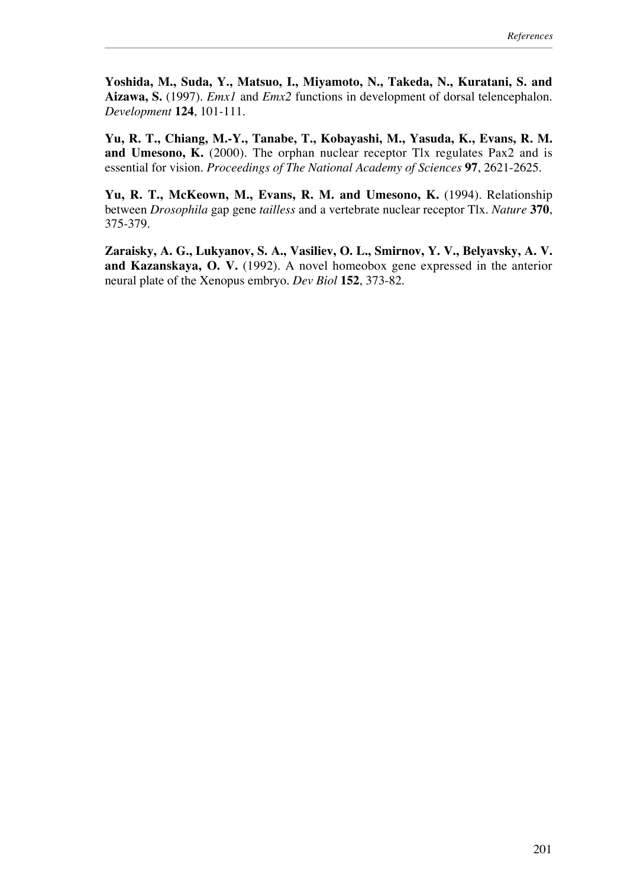**Yoshida, M., Suda, Y., Matsuo, I., Miyamoto, N., Takeda, N., Kuratani, S. and Aizawa, S.** (1997). *Emx1* and *Emx2* functions in development of dorsal telencephalon. *Development* **124**, 101-111.

**Yu, R. T., Chiang, M.-Y., Tanabe, T., Kobayashi, M., Yasuda, K., Evans, R. M. and Umesono, K.** (2000). The orphan nuclear receptor Tlx regulates Pax2 and is essential for vision. *Proceedings of The National Academy of Sciences* **97**, 2621-2625.

**Yu, R. T., McKeown, M., Evans, R. M. and Umesono, K.** (1994). Relationship between *Drosophila* gap gene *tailless* and a vertebrate nuclear receptor Tlx. *Nature* **370**, 375-379.

**Zaraisky, A. G., Lukyanov, S. A., Vasiliev, O. L., Smirnov, Y. V., Belyavsky, A. V. and Kazanskaya, O. V.** (1992). A novel homeobox gene expressed in the anterior neural plate of the Xenopus embryo. *Dev Biol* **152**, 373-82.